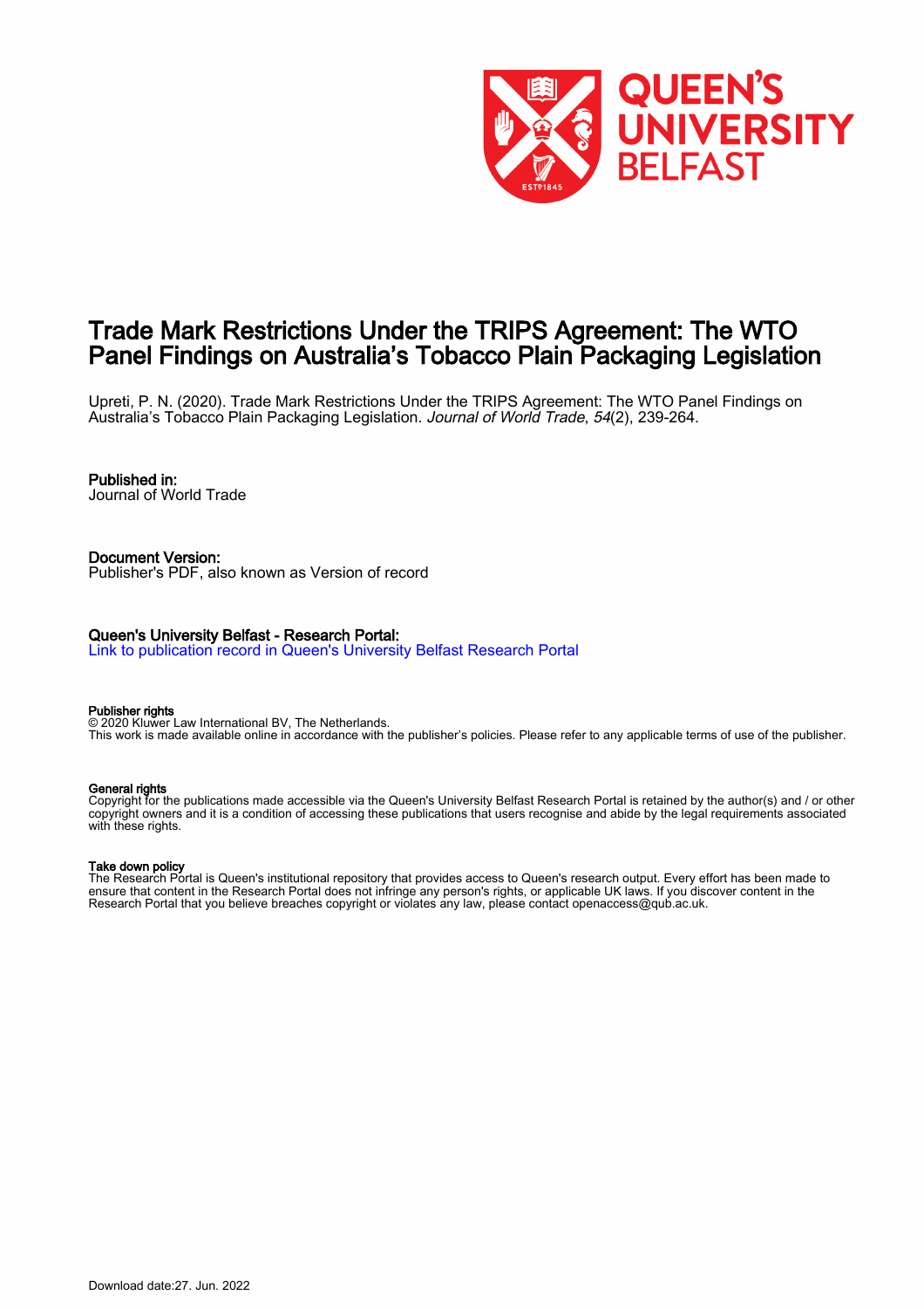# Trade Mark Restrictions Under the TRIPS Agreement: The WTO Panel Findings on Australia's Tobacco Plain Packaging Legislation

Upreti, P. N. (2020). Trade Mark Restrictions Under the TRIPS Agreement: The WTO Panel Findings on Australia's Tobacco Plain Packaging Legislation. *Journal of World Trade*, *54*(2), 239-264.

**Published in:**
Journal of World Trade

**Document Version:**
Publisher's PDF, also known as Version of record

**Queen's University Belfast - Research Portal:**
Link to publication record in Queen's University Belfast Research Portal

**Publisher rights**
© 2020 Kluwer Law International BV, The Netherlands.
This work is made available online in accordance with the publisher's policies. Please refer to any applicable terms of use of the publisher.

**General rights**
Copyright for the publications made accessible via the Queen's University Belfast Research Portal is retained by the author(s) and / or other copyright owners and it is a condition of accessing these publications that users recognise and abide by the legal requirements associated with these rights.

**Take down policy**
The Research Portal is Queen's institutional repository that provides access to Queen's research output. Every effort has been made to ensure that content in the Research Portal does not infringe any person's rights, or applicable UK laws. If you discover content in the Research Portal that you believe breaches copyright or violates any law, please contact openaccess@qub.ac.uk.

Download date:27. Jun. 2022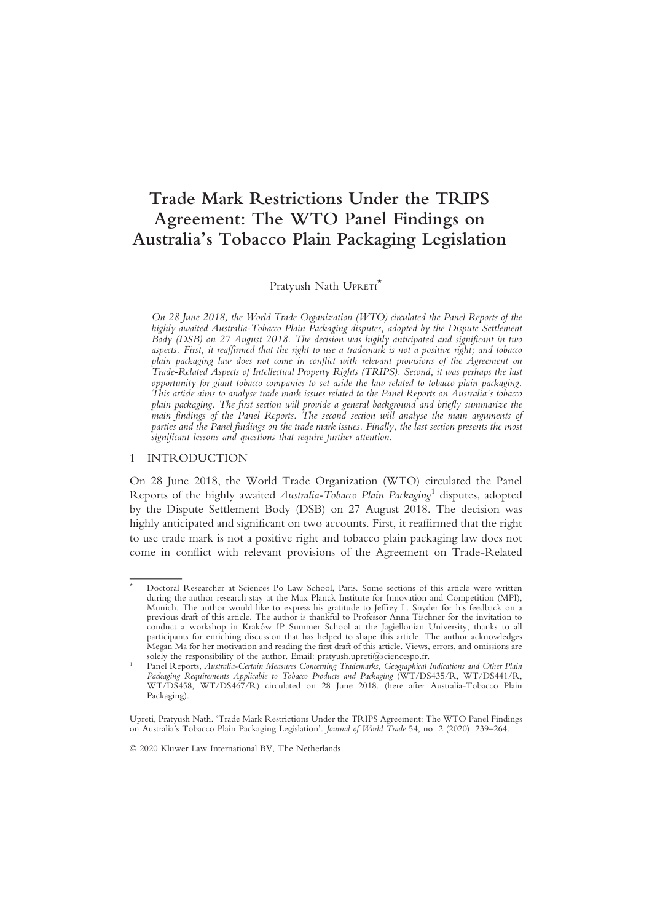# Trade Mark Restrictions Under the TRIPS Agreement: The WTO Panel Findings on Australia's Tobacco Plain Packaging Legislation

Pratyush Nath UPRETI[*]

*On 28 June 2018, the World Trade Organization (WTO) circulated the Panel Reports of the highly awaited Australia-Tobacco Plain Packaging disputes, adopted by the Dispute Settlement Body (DSB) on 27 August 2018. The decision was highly anticipated and significant in two aspects. First, it reaffirmed that the right to use a trademark is not a positive right; and tobacco plain packaging law does not come in conflict with relevant provisions of the Agreement on Trade-Related Aspects of Intellectual Property Rights (TRIPS). Second, it was perhaps the last opportunity for giant tobacco companies to set aside the law related to tobacco plain packaging. This article aims to analyse trade mark issues related to the Panel Reports on Australia's tobacco plain packaging. The first section will provide a general background and briefly summarize the main findings of the Panel Reports. The second section will analyse the main arguments of parties and the Panel findings on the trade mark issues. Finally, the last section presents the most significant lessons and questions that require further attention.*

## 1 INTRODUCTION

On 28 June 2018, the World Trade Organization (WTO) circulated the Panel Reports of the highly awaited *Australia-Tobacco Plain Packaging*[1] disputes, adopted by the Dispute Settlement Body (DSB) on 27 August 2018. The decision was highly anticipated and significant on two accounts. First, it reaffirmed that the right to use trade mark is not a positive right and tobacco plain packaging law does not come in conflict with relevant provisions of the Agreement on Trade-Related

---

[*] Doctoral Researcher at Sciences Po Law School, Paris. Some sections of this article were written during the author research stay at the Max Planck Institute for Innovation and Competition (MPI), Munich. The author would like to express his gratitude to Jeffrey L. Snyder for his feedback on a previous draft of this article. The author is thankful to Professor Anna Tischner for the invitation to conduct a workshop in Kraków IP Summer School at the Jagiellonian University, thanks to all participants for enriching discussion that has helped to shape this article. The author acknowledges Megan Ma for her motivation and reading the first draft of this article. Views, errors, and omissions are solely the responsibility of the author. Email: pratyush.upreti@sciencespo.fr.

[1] Panel Reports, *Australia-Certain Measures Concerning Trademarks, Geographical Indications and Other Plain Packaging Requirements Applicable to Tobacco Products and Packaging* (WT/DS435/R, WT/DS441/R, WT/DS458, WT/DS467/R) circulated on 28 June 2018. (here after Australia-Tobacco Plain Packaging).

Upreti, Pratyush Nath. 'Trade Mark Restrictions Under the TRIPS Agreement: The WTO Panel Findings on Australia's Tobacco Plain Packaging Legislation'. *Journal of World Trade* 54, no. 2 (2020): 239–264.

© 2020 Kluwer Law International BV, The Netherlands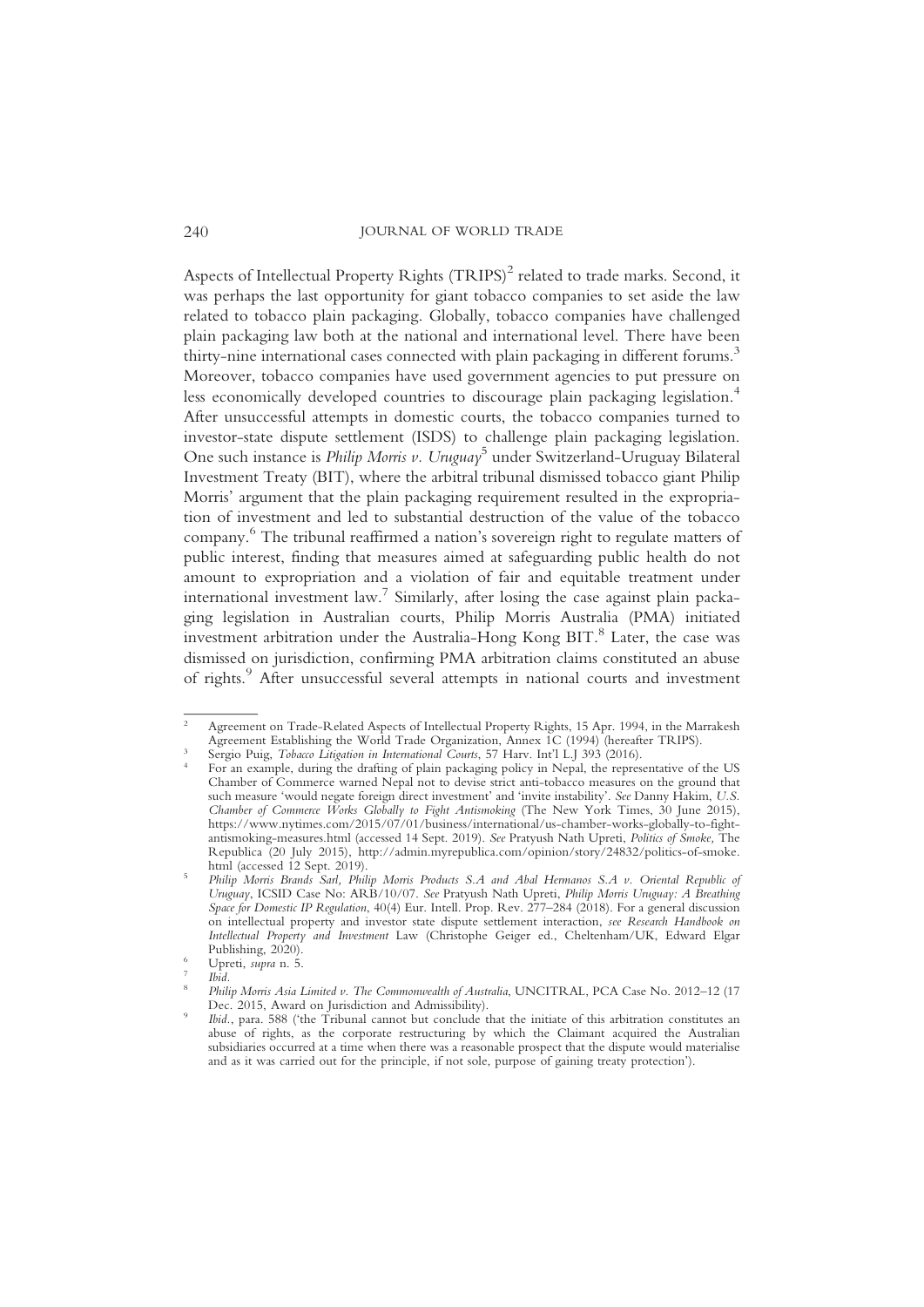Aspects of Intellectual Property Rights (TRIPS)[2] related to trade marks. Second, it was perhaps the last opportunity for giant tobacco companies to set aside the law related to tobacco plain packaging. Globally, tobacco companies have challenged plain packaging law both at the national and international level. There have been thirty-nine international cases connected with plain packaging in different forums.[3] Moreover, tobacco companies have used government agencies to put pressure on less economically developed countries to discourage plain packaging legislation.[4] After unsuccessful attempts in domestic courts, the tobacco companies turned to investor-state dispute settlement (ISDS) to challenge plain packaging legislation. One such instance is *Philip Morris v. Uruguay*[5] under Switzerland-Uruguay Bilateral Investment Treaty (BIT), where the arbitral tribunal dismissed tobacco giant Philip Morris' argument that the plain packaging requirement resulted in the expropriation of investment and led to substantial destruction of the value of the tobacco company.[6] The tribunal reaffirmed a nation's sovereign right to regulate matters of public interest, finding that measures aimed at safeguarding public health do not amount to expropriation and a violation of fair and equitable treatment under international investment law.[7] Similarly, after losing the case against plain packaging legislation in Australian courts, Philip Morris Australia (PMA) initiated investment arbitration under the Australia-Hong Kong BIT.[8] Later, the case was dismissed on jurisdiction, confirming PMA arbitration claims constituted an abuse of rights.[9] After unsuccessful several attempts in national courts and investment

---

[2] Agreement on Trade-Related Aspects of Intellectual Property Rights, 15 Apr. 1994, in the Marrakesh Agreement Establishing the World Trade Organization, Annex 1C (1994) (hereafter TRIPS).

[3] Sergio Puig, *Tobacco Litigation in International Courts*, 57 Harv. Int'l L.J 393 (2016).

[4] For an example, during the drafting of plain packaging policy in Nepal, the representative of the US Chamber of Commerce warned Nepal not to devise strict anti-tobacco measures on the ground that such measure 'would negate foreign direct investment' and 'invite instability'. *See* Danny Hakim, *U.S. Chamber of Commerce Works Globally to Fight Antismoking* (The New York Times, 30 June 2015), https://www.nytimes.com/2015/07/01/business/international/us-chamber-works-globally-to-fight-antismoking-measures.html (accessed 14 Sept. 2019). *See* Pratyush Nath Upreti, *Politics of Smoke,* The Republica (20 July 2015), http://admin.myrepublica.com/opinion/story/24832/politics-of-smoke.html (accessed 12 Sept. 2019).

[5] *Philip Morris Brands Sarl, Philip Morris Products S.A and Abal Hermanos S.A v. Oriental Republic of Uruguay*, ICSID Case No: ARB/10/07. *See* Pratyush Nath Upreti, *Philip Morris Uruguay: A Breathing Space for Domestic IP Regulation*, 40(4) Eur. Intell. Prop. Rev. 277–284 (2018). For a general discussion on intellectual property and investor state dispute settlement interaction, *see Research Handbook on Intellectual Property and Investment* Law (Christophe Geiger ed., Cheltenham/UK, Edward Elgar Publishing, 2020).

[6] Upreti, *supra* n. 5.

[7] *Ibid.*

[8] *Philip Morris Asia Limited v. The Commonwealth of Australia*, UNCITRAL, PCA Case No. 2012–12 (17 Dec. 2015, Award on Jurisdiction and Admissibility).

[9] *Ibid.*, para. 588 ('the Tribunal cannot but conclude that the initiate of this arbitration constitutes an abuse of rights, as the corporate restructuring by which the Claimant acquired the Australian subsidiaries occurred at a time when there was a reasonable prospect that the dispute would materialise and as it was carried out for the principle, if not sole, purpose of gaining treaty protection').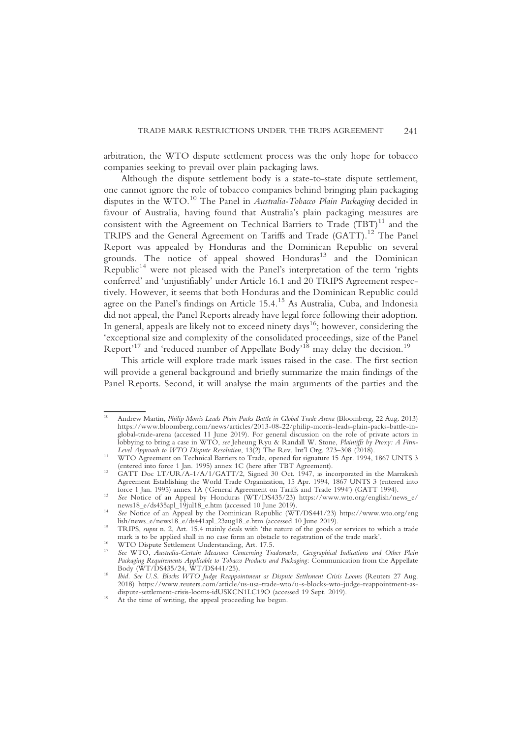arbitration, the WTO dispute settlement process was the only hope for tobacco companies seeking to prevail over plain packaging laws.

Although the dispute settlement body is a state-to-state dispute settlement, one cannot ignore the role of tobacco companies behind bringing plain packaging disputes in the WTO.[10] The Panel in *Australia-Tobacco Plain Packaging* decided in favour of Australia, having found that Australia's plain packaging measures are consistent with the Agreement on Technical Barriers to Trade (TBT)[11] and the TRIPS and the General Agreement on Tariffs and Trade (GATT).[12] The Panel Report was appealed by Honduras and the Dominican Republic on several grounds. The notice of appeal showed Honduras[13] and the Dominican Republic[14] were not pleased with the Panel's interpretation of the term 'rights conferred' and 'unjustifiably' under Article 16.1 and 20 TRIPS Agreement respectively. However, it seems that both Honduras and the Dominican Republic could agree on the Panel's findings on Article 15.4.[15] As Australia, Cuba, and Indonesia did not appeal, the Panel Reports already have legal force following their adoption. In general, appeals are likely not to exceed ninety days[16]; however, considering the 'exceptional size and complexity of the consolidated proceedings, size of the Panel Report'[17] and 'reduced number of Appellate Body'[18] may delay the decision.[19]

This article will explore trade mark issues raised in the case. The first section will provide a general background and briefly summarize the main findings of the Panel Reports. Second, it will analyse the main arguments of the parties and the

---

[10] Andrew Martin, *Philip Morris Leads Plain Packs Battle in Global Trade Arena* (Bloomberg, 22 Aug. 2013) https://www.bloomberg.com/news/articles/2013-08-22/philip-morris-leads-plain-packs-battle-in-global-trade-arena (accessed 11 June 2019). For general discussion on the role of private actors in lobbying to bring a case in WTO, *see* Jeheung Ryu & Randall W. Stone, *Plaintiffs by Proxy: A Firm-Level Approach to WTO Dispute Resolution*, 13(2) The Rev. Int'l Org. 273–308 (2018).

[11] WTO Agreement on Technical Barriers to Trade, opened for signature 15 Apr. 1994, 1867 UNTS 3 (entered into force 1 Jan. 1995) annex 1C (here after TBT Agreement).

[12] GATT Doc LT/UR/A-1/A/1/GATT/2, Signed 30 Oct. 1947, as incorporated in the Marrakesh Agreement Establishing the World Trade Organization, 15 Apr. 1994, 1867 UNTS 3 (entered into force 1 Jan. 1995) annex 1A ('General Agreement on Tariffs and Trade 1994') (GATT 1994).

[13] *See* Notice of an Appeal by Honduras (WT/DS435/23) https://www.wto.org/english/news_e/news18_e/ds435apl_19jul18_e.htm (accessed 10 June 2019).

[14] *See* Notice of an Appeal by the Dominican Republic (WT/DS441/23) https://www.wto.org/english/news_e/news18_e/ds441apl_23aug18_e.htm (accessed 10 June 2019).

[15] TRIPS, *supra* n. 2, Art. 15.4 mainly deals with 'the nature of the goods or services to which a trade mark is to be applied shall in no case form an obstacle to registration of the trade mark'.

[16] WTO Dispute Settlement Understanding, Art. 17.5.

[17] *See* WTO, *Australia-Certain Measures Concerning Trademarks, Geographical Indications and Other Plain Packaging Requirements Applicable to Tobacco Products and Packaging*: Communication from the Appellate Body (WT/DS435/24, WT/DS441/25).

[18] *Ibid*. *See U.S. Blocks WTO Judge Reappointment as Dispute Settlement Crisis Looms* (Reuters 27 Aug. 2018) https://www.reuters.com/article/us-usa-trade-wto/u-s-blocks-wto-judge-reappointment-as-dispute-settlement-crisis-looms-idUSKCN1LC19O (accessed 19 Sept. 2019).

[19] At the time of writing, the appeal proceeding has begun.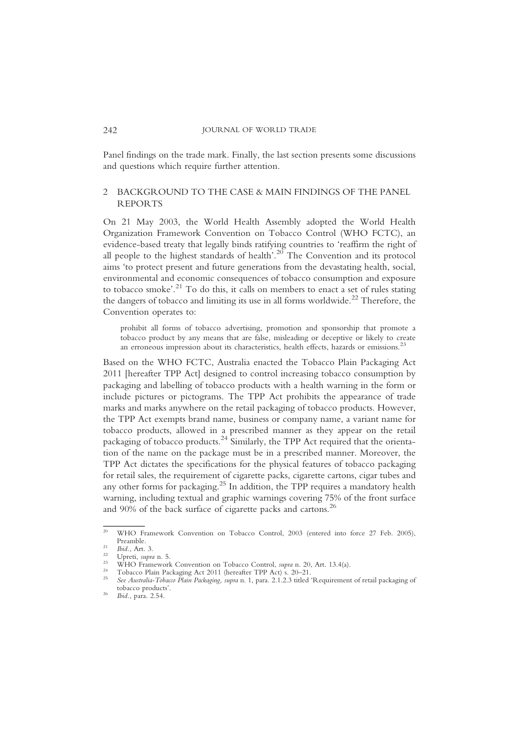Panel findings on the trade mark. Finally, the last section presents some discussions and questions which require further attention.

## 2 BACKGROUND TO THE CASE & MAIN FINDINGS OF THE PANEL REPORTS

On 21 May 2003, the World Health Assembly adopted the World Health Organization Framework Convention on Tobacco Control (WHO FCTC), an evidence-based treaty that legally binds ratifying countries to 'reaffirm the right of all people to the highest standards of health'.[20] The Convention and its protocol aims 'to protect present and future generations from the devastating health, social, environmental and economic consequences of tobacco consumption and exposure to tobacco smoke'.[21] To do this, it calls on members to enact a set of rules stating the dangers of tobacco and limiting its use in all forms worldwide.[22] Therefore, the Convention operates to:

> prohibit all forms of tobacco advertising, promotion and sponsorship that promote a tobacco product by any means that are false, misleading or deceptive or likely to create an erroneous impression about its characteristics, health effects, hazards or emissions.[23]

Based on the WHO FCTC, Australia enacted the Tobacco Plain Packaging Act 2011 [hereafter TPP Act] designed to control increasing tobacco consumption by packaging and labelling of tobacco products with a health warning in the form or include pictures or pictograms. The TPP Act prohibits the appearance of trade marks and marks anywhere on the retail packaging of tobacco products. However, the TPP Act exempts brand name, business or company name, a variant name for tobacco products, allowed in a prescribed manner as they appear on the retail packaging of tobacco products.[24] Similarly, the TPP Act required that the orientation of the name on the package must be in a prescribed manner. Moreover, the TPP Act dictates the specifications for the physical features of tobacco packaging for retail sales, the requirement of cigarette packs, cigarette cartons, cigar tubes and any other forms for packaging.[25] In addition, the TPP requires a mandatory health warning, including textual and graphic warnings covering 75% of the front surface and 90% of the back surface of cigarette packs and cartons.[26]

---

[20] WHO Framework Convention on Tobacco Control, 2003 (entered into force 27 Feb. 2005), Preamble.

[21] *Ibid.*, Art. 3.

[22] Upreti, *supra* n. 5.

[23] WHO Framework Convention on Tobacco Control, *supra* n. 20, Art. 13.4(a).

[24] Tobacco Plain Packaging Act 2011 (hereafter TPP Act) s. 20–21.

[25] *See Australia-Tobacco Plain Packaging, supra* n. 1, para. 2.1.2.3 titled 'Requirement of retail packaging of tobacco products'.

[26] *Ibid.*, para. 2.54.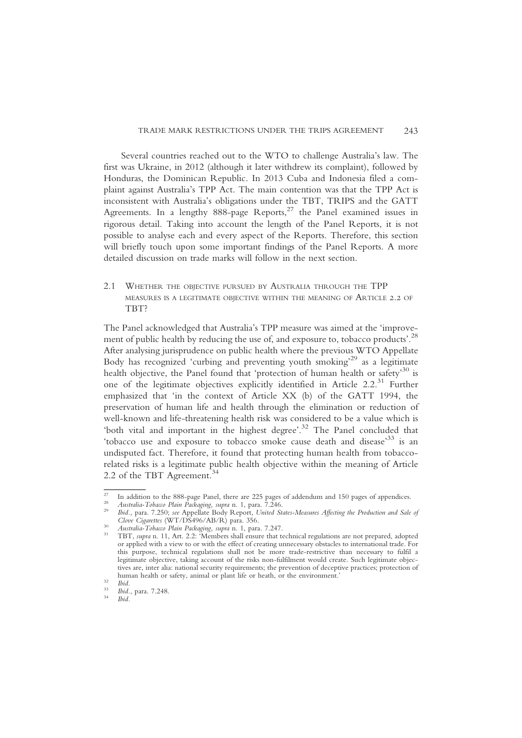Several countries reached out to the WTO to challenge Australia's law. The first was Ukraine, in 2012 (although it later withdrew its complaint), followed by Honduras, the Dominican Republic. In 2013 Cuba and Indonesia filed a complaint against Australia's TPP Act. The main contention was that the TPP Act is inconsistent with Australia's obligations under the TBT, TRIPS and the GATT Agreements. In a lengthy 888-page Reports,[27] the Panel examined issues in rigorous detail. Taking into account the length of the Panel Reports, it is not possible to analyse each and every aspect of the Reports. Therefore, this section will briefly touch upon some important findings of the Panel Reports. A more detailed discussion on trade marks will follow in the next section.

## 2.1 Whether the objective pursued by Australia through the TPP measures is a legitimate objective within the meaning of Article 2.2 of TBT?

The Panel acknowledged that Australia's TPP measure was aimed at the 'improvement of public health by reducing the use of, and exposure to, tobacco products'.[28] After analysing jurisprudence on public health where the previous WTO Appellate Body has recognized 'curbing and preventing youth smoking'[29] as a legitimate health objective, the Panel found that 'protection of human health or safety'[30] is one of the legitimate objectives explicitly identified in Article 2.2.[31] Further emphasized that 'in the context of Article XX (b) of the GATT 1994, the preservation of human life and health through the elimination or reduction of well-known and life-threatening health risk was considered to be a value which is 'both vital and important in the highest degree'.[32] The Panel concluded that 'tobacco use and exposure to tobacco smoke cause death and disease'[33] is an undisputed fact. Therefore, it found that protecting human health from tobacco-related risks is a legitimate public health objective within the meaning of Article 2.2 of the TBT Agreement.[34]

---

[27] In addition to the 888-page Panel, there are 225 pages of addendum and 150 pages of appendices.

[28] *Australia-Tobacco Plain Packaging, supra* n. 1, para. 7.246.

[29] *Ibid.,* para. 7.250; *see* Appellate Body Report, *United States-Measures Affecting the Production and Sale of Clove Cigarettes* (WT/DS496/AB/R) para. 356.

[30] *Australia-Tobacco Plain Packaging, supra* n. 1, para. 7.247.

[31] TBT, *supra* n. 11, Art. 2.2: 'Members shall ensure that technical regulations are not prepared, adopted or applied with a view to or with the effect of creating unnecessary obstacles to international trade. For this purpose, technical regulations shall not be more trade-restrictive than necessary to fulfil a legitimate objective, taking account of the risks non-fulfilment would create. Such legitimate objectives are, inter alia: national security requirements; the prevention of deceptive practices; protection of human health or safety, animal or plant life or heath, or the environment.'

[32] *Ibid.*

[33] *Ibid.*, para. 7.248.

[34] *Ibid.*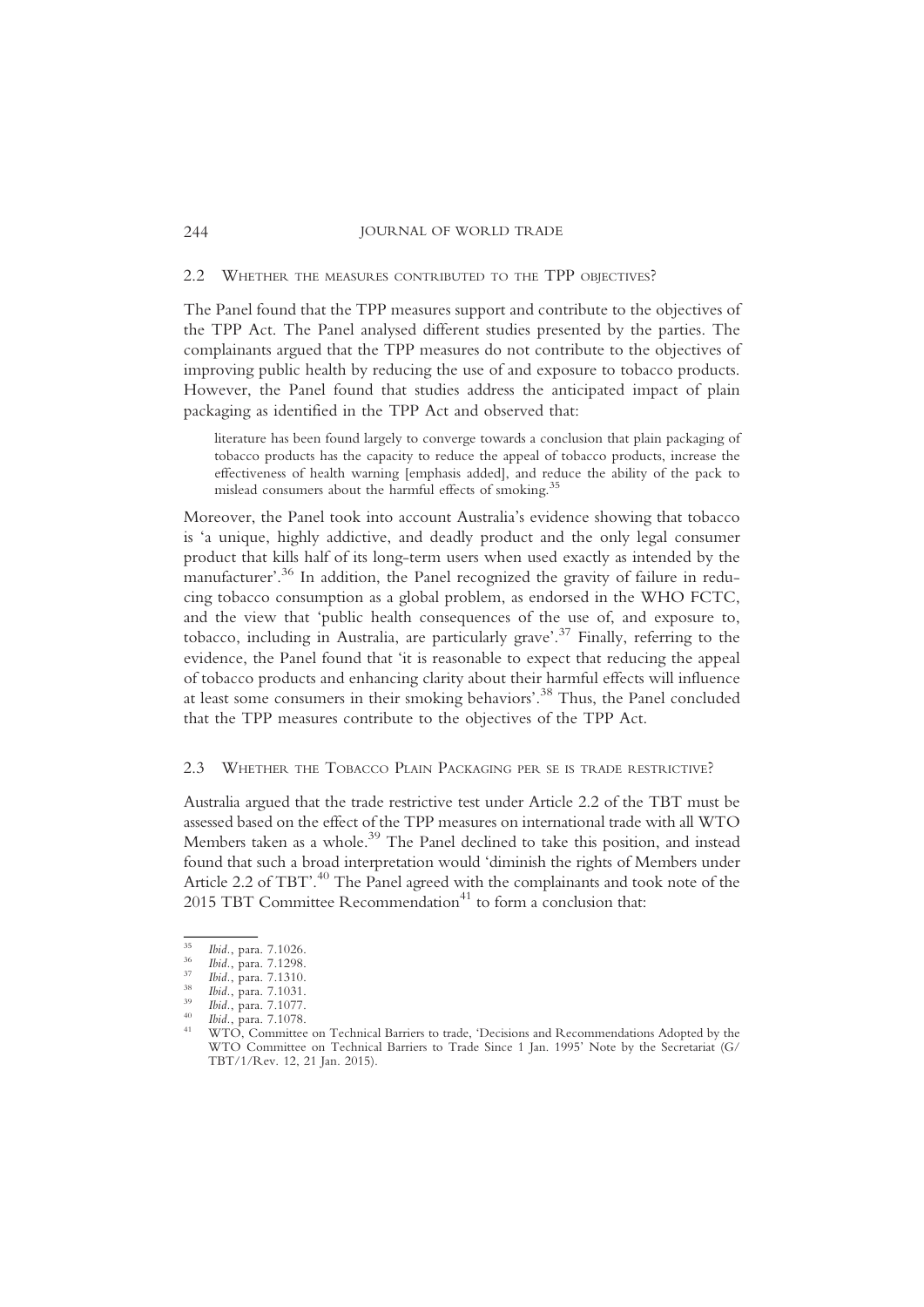### 2.2 Whether the measures contributed to the TPP objectives?

The Panel found that the TPP measures support and contribute to the objectives of the TPP Act. The Panel analysed different studies presented by the parties. The complainants argued that the TPP measures do not contribute to the objectives of improving public health by reducing the use of and exposure to tobacco products. However, the Panel found that studies address the anticipated impact of plain packaging as identified in the TPP Act and observed that:

> literature has been found largely to converge towards a conclusion that plain packaging of tobacco products has the capacity to reduce the appeal of tobacco products, increase the effectiveness of health warning [emphasis added], and reduce the ability of the pack to mislead consumers about the harmful effects of smoking.[35]

Moreover, the Panel took into account Australia's evidence showing that tobacco is 'a unique, highly addictive, and deadly product and the only legal consumer product that kills half of its long-term users when used exactly as intended by the manufacturer'.[36] In addition, the Panel recognized the gravity of failure in reducing tobacco consumption as a global problem, as endorsed in the WHO FCTC, and the view that 'public health consequences of the use of, and exposure to, tobacco, including in Australia, are particularly grave'.[37] Finally, referring to the evidence, the Panel found that 'it is reasonable to expect that reducing the appeal of tobacco products and enhancing clarity about their harmful effects will influence at least some consumers in their smoking behaviors'.[38] Thus, the Panel concluded that the TPP measures contribute to the objectives of the TPP Act.

### 2.3 Whether the Tobacco Plain Packaging *per se* is trade restrictive?

Australia argued that the trade restrictive test under Article 2.2 of the TBT must be assessed based on the effect of the TPP measures on international trade with all WTO Members taken as a whole.[39] The Panel declined to take this position, and instead found that such a broad interpretation would 'diminish the rights of Members under Article 2.2 of TBT'.[40] The Panel agreed with the complainants and took note of the 2015 TBT Committee Recommendation[41] to form a conclusion that:

---

[35] *Ibid.*, para. 7.1026.

[36] *Ibid.*, para. 7.1298.

[37] *Ibid.*, para. 7.1310.

[38] *Ibid.*, para. 7.1031.

[39] *Ibid.*, para. 7.1077.

[40] *Ibid.*, para. 7.1078.

[41] WTO, Committee on Technical Barriers to trade, 'Decisions and Recommendations Adopted by the WTO Committee on Technical Barriers to Trade Since 1 Jan. 1995' Note by the Secretariat (G/TBT/1/Rev. 12, 21 Jan. 2015).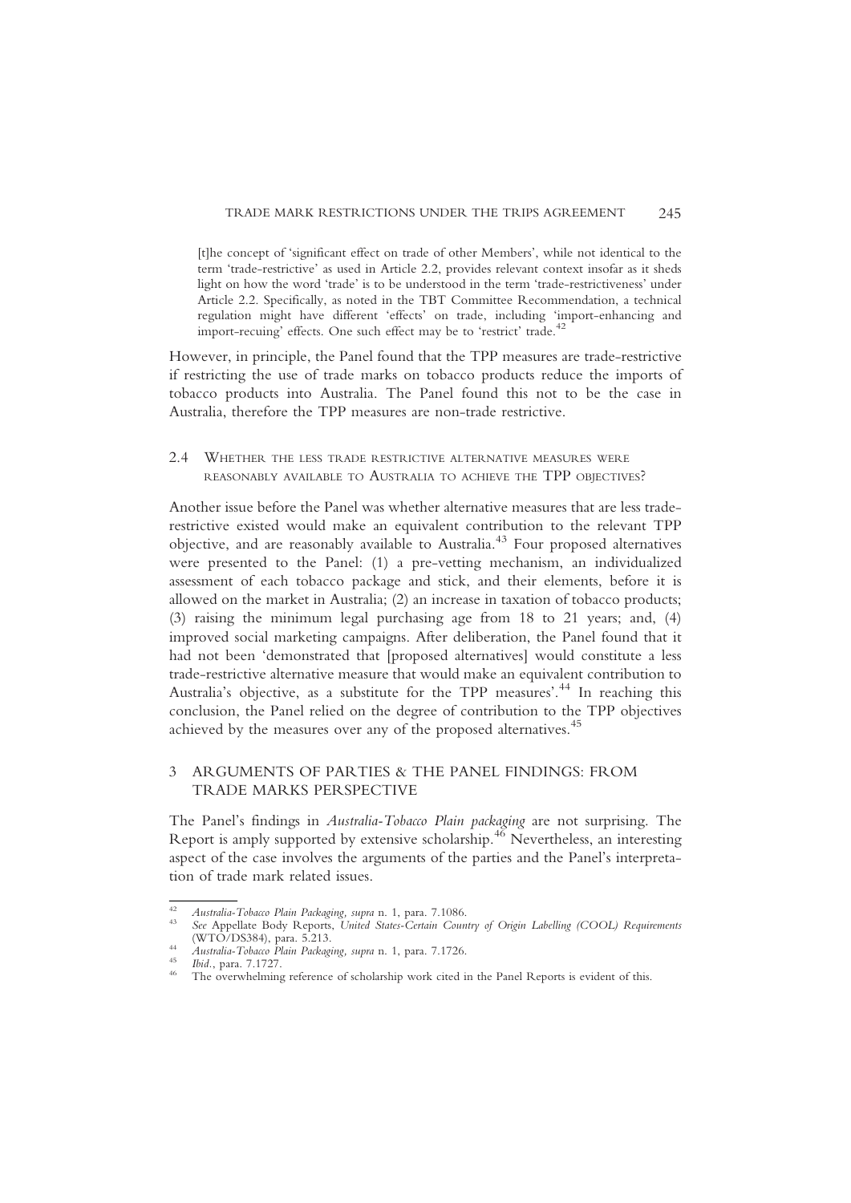> [t]he concept of 'significant effect on trade of other Members', while not identical to the term 'trade-restrictive' as used in Article 2.2, provides relevant context insofar as it sheds light on how the word 'trade' is to be understood in the term 'trade-restrictiveness' under Article 2.2. Specifically, as noted in the TBT Committee Recommendation, a technical regulation might have different 'effects' on trade, including 'import-enhancing and import-recuing' effects. One such effect may be to 'restrict' trade.[42]

However, in principle, the Panel found that the TPP measures are trade-restrictive if restricting the use of trade marks on tobacco products reduce the imports of tobacco products into Australia. The Panel found this not to be the case in Australia, therefore the TPP measures are non-trade restrictive.

### 2.4 Whether the less trade restrictive alternative measures were reasonably available to Australia to achieve the TPP objectives?

Another issue before the Panel was whether alternative measures that are less trade-restrictive existed would make an equivalent contribution to the relevant TPP objective, and are reasonably available to Australia.[43] Four proposed alternatives were presented to the Panel: (1) a pre-vetting mechanism, an individualized assessment of each tobacco package and stick, and their elements, before it is allowed on the market in Australia; (2) an increase in taxation of tobacco products; (3) raising the minimum legal purchasing age from 18 to 21 years; and, (4) improved social marketing campaigns. After deliberation, the Panel found that it had not been 'demonstrated that [proposed alternatives] would constitute a less trade-restrictive alternative measure that would make an equivalent contribution to Australia's objective, as a substitute for the TPP measures'.[44] In reaching this conclusion, the Panel relied on the degree of contribution to the TPP objectives achieved by the measures over any of the proposed alternatives.[45]

## 3 ARGUMENTS OF PARTIES & THE PANEL FINDINGS: FROM TRADE MARKS PERSPECTIVE

The Panel's findings in *Australia-Tobacco Plain packaging* are not surprising. The Report is amply supported by extensive scholarship.[46] Nevertheless, an interesting aspect of the case involves the arguments of the parties and the Panel's interpretation of trade mark related issues.

---

[42] *Australia-Tobacco Plain Packaging*, *supra* n. 1, para. 7.1086.

[43] *See* Appellate Body Reports, *United States-Certain Country of Origin Labelling (COOL) Requirements* (WTO/DS384), para. 5.213.

[44] *Australia-Tobacco Plain Packaging*, *supra* n. 1, para. 7.1726.

[45] *Ibid.*, para. 7.1727.

[46] The overwhelming reference of scholarship work cited in the Panel Reports is evident of this.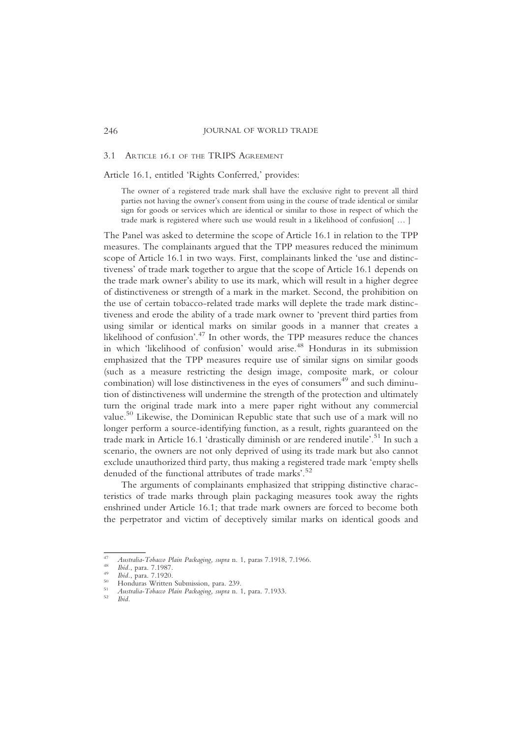### 3.1 Article 16.1 of the TRIPS Agreement

Article 16.1, entitled 'Rights Conferred,' provides:

> The owner of a registered trade mark shall have the exclusive right to prevent all third parties not having the owner's consent from using in the course of trade identical or similar sign for goods or services which are identical or similar to those in respect of which the trade mark is registered where such use would result in a likelihood of confusion[ … ]

The Panel was asked to determine the scope of Article 16.1 in relation to the TPP measures. The complainants argued that the TPP measures reduced the minimum scope of Article 16.1 in two ways. First, complainants linked the 'use and distinctiveness' of trade mark together to argue that the scope of Article 16.1 depends on the trade mark owner's ability to use its mark, which will result in a higher degree of distinctiveness or strength of a mark in the market. Second, the prohibition on the use of certain tobacco-related trade marks will deplete the trade mark distinctiveness and erode the ability of a trade mark owner to 'prevent third parties from using similar or identical marks on similar goods in a manner that creates a likelihood of confusion'.[47] In other words, the TPP measures reduce the chances in which 'likelihood of confusion' would arise.[48] Honduras in its submission emphasized that the TPP measures require use of similar signs on similar goods (such as a measure restricting the design image, composite mark, or colour combination) will lose distinctiveness in the eyes of consumers[49] and such diminution of distinctiveness will undermine the strength of the protection and ultimately turn the original trade mark into a mere paper right without any commercial value.[50] Likewise, the Dominican Republic state that such use of a mark will no longer perform a source-identifying function, as a result, rights guaranteed on the trade mark in Article 16.1 'drastically diminish or are rendered inutile'.[51] In such a scenario, the owners are not only deprived of using its trade mark but also cannot exclude unauthorized third party, thus making a registered trade mark 'empty shells denuded of the functional attributes of trade marks'.[52]

The arguments of complainants emphasized that stripping distinctive characteristics of trade marks through plain packaging measures took away the rights enshrined under Article 16.1; that trade mark owners are forced to become both the perpetrator and victim of deceptively similar marks on identical goods and

---

[47] *Australia-Tobacco Plain Packaging, supra* n. 1, paras 7.1918, 7.1966.

[48] *Ibid.*, para. 7.1987.

[49] *Ibid.*, para. 7.1920.

[50] Honduras Written Submission, para. 239.

[51] *Australia-Tobacco Plain Packaging, supra* n. 1, para. 7.1933.

[52] *Ibid.*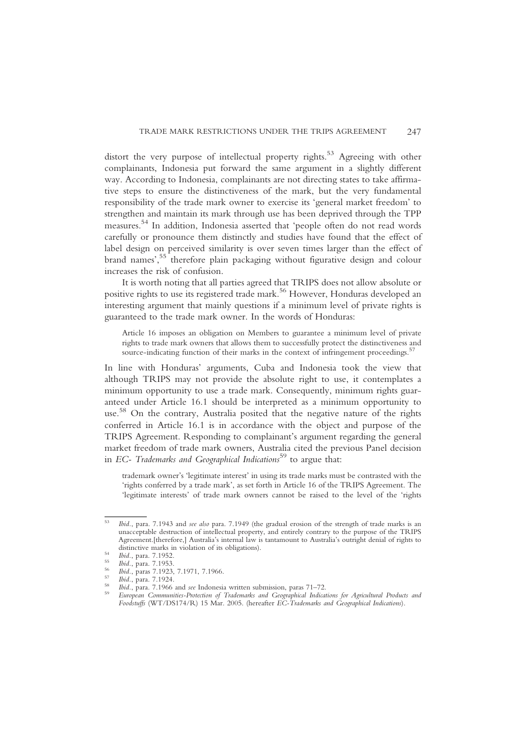distort the very purpose of intellectual property rights.[53] Agreeing with other complainants, Indonesia put forward the same argument in a slightly different way. According to Indonesia, complainants are not directing states to take affirmative steps to ensure the distinctiveness of the mark, but the very fundamental responsibility of the trade mark owner to exercise its 'general market freedom' to strengthen and maintain its mark through use has been deprived through the TPP measures.[54] In addition, Indonesia asserted that 'people often do not read words carefully or pronounce them distinctly and studies have found that the effect of label design on perceived similarity is over seven times larger than the effect of brand names',[55] therefore plain packaging without figurative design and colour increases the risk of confusion.

It is worth noting that all parties agreed that TRIPS does not allow absolute or positive rights to use its registered trade mark.[56] However, Honduras developed an interesting argument that mainly questions if a minimum level of private rights is guaranteed to the trade mark owner. In the words of Honduras:

> Article 16 imposes an obligation on Members to guarantee a minimum level of private rights to trade mark owners that allows them to successfully protect the distinctiveness and source-indicating function of their marks in the context of infringement proceedings.[57]

In line with Honduras' arguments, Cuba and Indonesia took the view that although TRIPS may not provide the absolute right to use, it contemplates a minimum opportunity to use a trade mark. Consequently, minimum rights guaranteed under Article 16.1 should be interpreted as a minimum opportunity to use.[58] On the contrary, Australia posited that the negative nature of the rights conferred in Article 16.1 is in accordance with the object and purpose of the TRIPS Agreement. Responding to complainant's argument regarding the general market freedom of trade mark owners, Australia cited the previous Panel decision in *EC- Trademarks and Geographical Indications*[59] to argue that:

> trademark owner's 'legitimate interest' in using its trade marks must be contrasted with the 'rights conferred by a trade mark', as set forth in Article 16 of the TRIPS Agreement. The 'legitimate interests' of trade mark owners cannot be raised to the level of the 'rights

---

[53] *Ibid.*, para. 7.1943 and *see also* para. 7.1949 (the gradual erosion of the strength of trade marks is an unacceptable destruction of intellectual property, and entirely contrary to the purpose of the TRIPS Agreement.[therefore,] Australia's internal law is tantamount to Australia's outright denial of rights to distinctive marks in violation of its obligations).

[54] *Ibid.*, para. 7.1952.

[55] *Ibid.*, para. 7.1953.

[56] *Ibid.*, paras 7.1923, 7.1971, 7.1966.

[57] *Ibid.*, para. 7.1924.

[58] *Ibid.*, para. 7.1966 and *see* Indonesia written submission, paras 71–72.

[59] *European Communities-Protection of Trademarks and Geographical Indications for Agricultural Products and Foodstuffs* (WT/DS174/R) 15 Mar. 2005. (hereafter *EC-Trademarks and Geographical Indications*).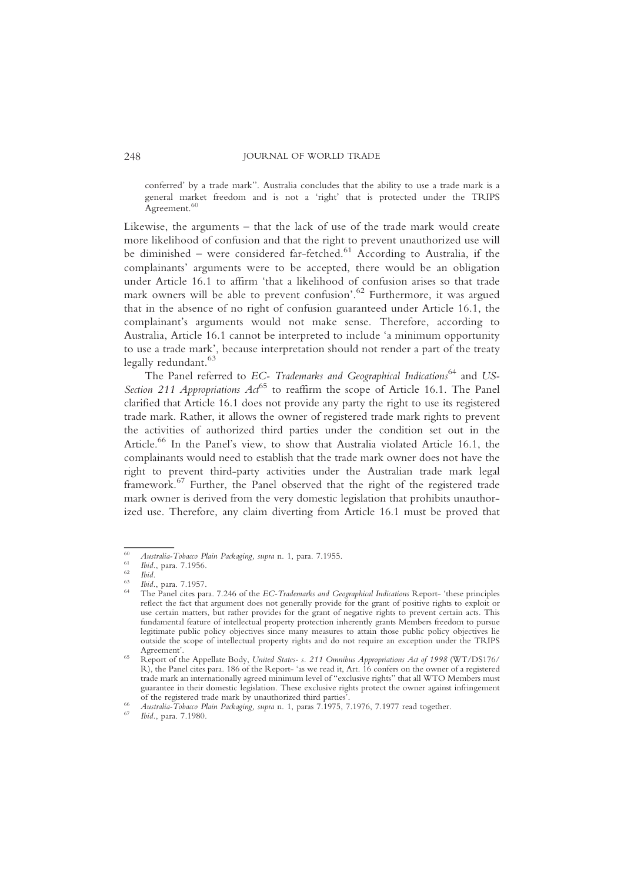conferred' by a trade mark". Australia concludes that the ability to use a trade mark is a general market freedom and is not a 'right' that is protected under the TRIPS Agreement.[60]

Likewise, the arguments – that the lack of use of the trade mark would create more likelihood of confusion and that the right to prevent unauthorized use will be diminished – were considered far-fetched.[61] According to Australia, if the complainants' arguments were to be accepted, there would be an obligation under Article 16.1 to affirm 'that a likelihood of confusion arises so that trade mark owners will be able to prevent confusion'.[62] Furthermore, it was argued that in the absence of no right of confusion guaranteed under Article 16.1, the complainant's arguments would not make sense. Therefore, according to Australia, Article 16.1 cannot be interpreted to include 'a minimum opportunity to use a trade mark', because interpretation should not render a part of the treaty legally redundant.[63]

The Panel referred to *EC- Trademarks and Geographical Indications*[64] and *US-Section 211 Appropriations Act*[65] to reaffirm the scope of Article 16.1. The Panel clarified that Article 16.1 does not provide any party the right to use its registered trade mark. Rather, it allows the owner of registered trade mark rights to prevent the activities of authorized third parties under the condition set out in the Article.[66] In the Panel's view, to show that Australia violated Article 16.1, the complainants would need to establish that the trade mark owner does not have the right to prevent third-party activities under the Australian trade mark legal framework.[67] Further, the Panel observed that the right of the registered trade mark owner is derived from the very domestic legislation that prohibits unauthorized use. Therefore, any claim diverting from Article 16.1 must be proved that

---

[60] *Australia-Tobacco Plain Packaging, supra* n. 1, para. 7.1955.

[61] *Ibid*., para. 7.1956.

[62] *Ibid*.

[63] *Ibid*., para. 7.1957.

[64] The Panel cites para. 7.246 of the *EC-Trademarks and Geographical Indications* Report- 'these principles reflect the fact that argument does not generally provide for the grant of positive rights to exploit or use certain matters, but rather provides for the grant of negative rights to prevent certain acts. This fundamental feature of intellectual property protection inherently grants Members freedom to pursue legitimate public policy objectives since many measures to attain those public policy objectives lie outside the scope of intellectual property rights and do not require an exception under the TRIPS Agreement'.

[65] Report of the Appellate Body, *United States- s. 211 Omnibus Appropriations Act of 1998* (WT/DS176/R), the Panel cites para. 186 of the Report- 'as we read it, Art. 16 confers on the owner of a registered trade mark an internationally agreed minimum level of "exclusive rights" that all WTO Members must guarantee in their domestic legislation. These exclusive rights protect the owner against infringement of the registered trade mark by unauthorized third parties'.

[66] *Australia-Tobacco Plain Packaging, supra* n. 1, paras 7.1975, 7.1976, 7.1977 read together.

[67] *Ibid*., para. 7.1980.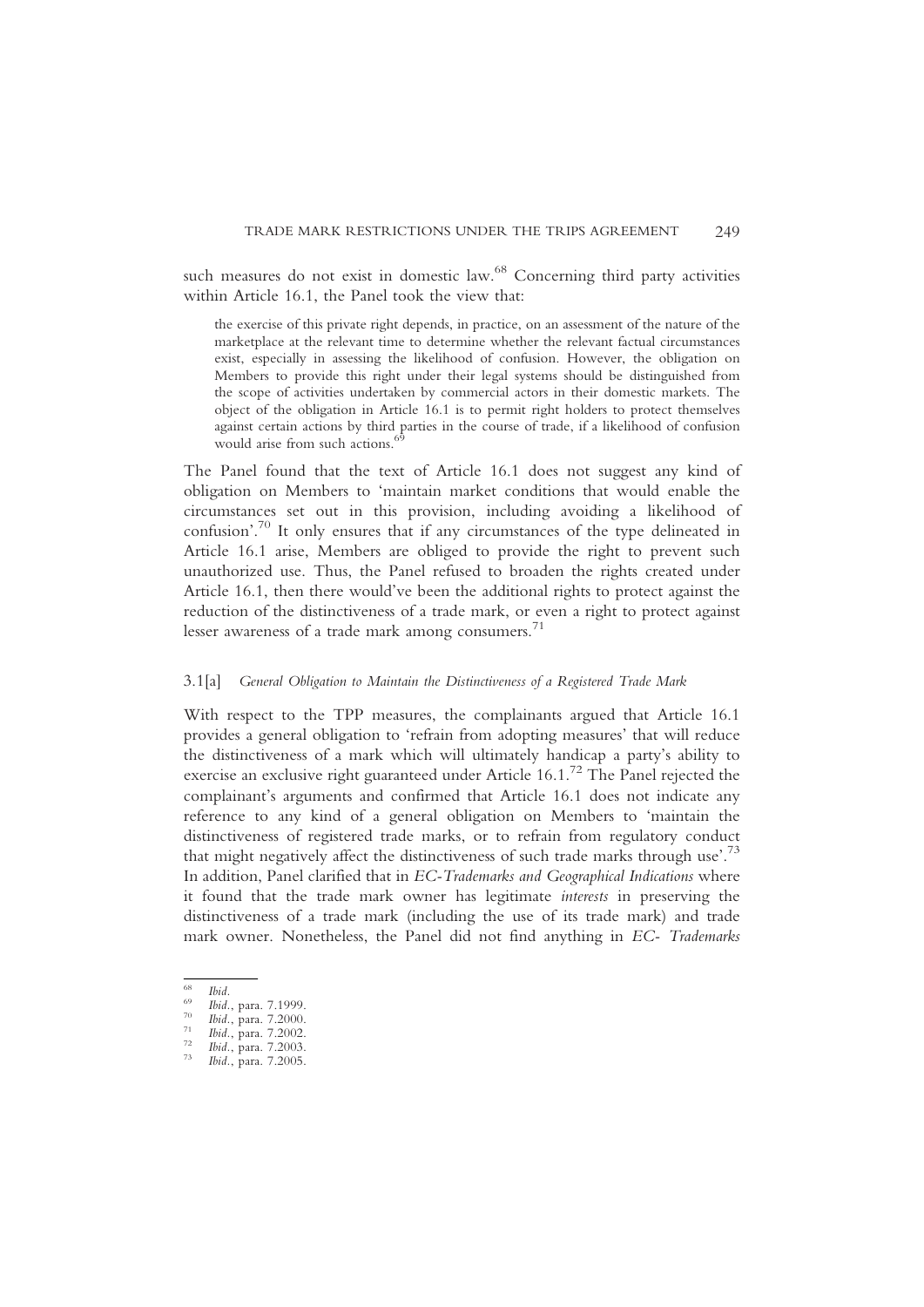such measures do not exist in domestic law.[68] Concerning third party activities within Article 16.1, the Panel took the view that:

> the exercise of this private right depends, in practice, on an assessment of the nature of the marketplace at the relevant time to determine whether the relevant factual circumstances exist, especially in assessing the likelihood of confusion. However, the obligation on Members to provide this right under their legal systems should be distinguished from the scope of activities undertaken by commercial actors in their domestic markets. The object of the obligation in Article 16.1 is to permit right holders to protect themselves against certain actions by third parties in the course of trade, if a likelihood of confusion would arise from such actions.[69]

The Panel found that the text of Article 16.1 does not suggest any kind of obligation on Members to 'maintain market conditions that would enable the circumstances set out in this provision, including avoiding a likelihood of confusion'.[70] It only ensures that if any circumstances of the type delineated in Article 16.1 arise, Members are obliged to provide the right to prevent such unauthorized use. Thus, the Panel refused to broaden the rights created under Article 16.1, then there would've been the additional rights to protect against the reduction of the distinctiveness of a trade mark, or even a right to protect against lesser awareness of a trade mark among consumers.[71]

### 3.1[a] *General Obligation to Maintain the Distinctiveness of a Registered Trade Mark*

With respect to the TPP measures, the complainants argued that Article 16.1 provides a general obligation to 'refrain from adopting measures' that will reduce the distinctiveness of a mark which will ultimately handicap a party's ability to exercise an exclusive right guaranteed under Article 16.1.[72] The Panel rejected the complainant's arguments and confirmed that Article 16.1 does not indicate any reference to any kind of a general obligation on Members to 'maintain the distinctiveness of registered trade marks, or to refrain from regulatory conduct that might negatively affect the distinctiveness of such trade marks through use'.[73] In addition, Panel clarified that in *EC-Trademarks and Geographical Indications* where it found that the trade mark owner has legitimate *interests* in preserving the distinctiveness of a trade mark (including the use of its trade mark) and trade mark owner. Nonetheless, the Panel did not find anything in *EC- Trademarks*

---

[68] *Ibid.*
[69] *Ibid.*, para. 7.1999.
[70] *Ibid.*, para. 7.2000.
[71] *Ibid.*, para. 7.2002.
[72] *Ibid.*, para. 7.2003.
[73] *Ibid.*, para. 7.2005.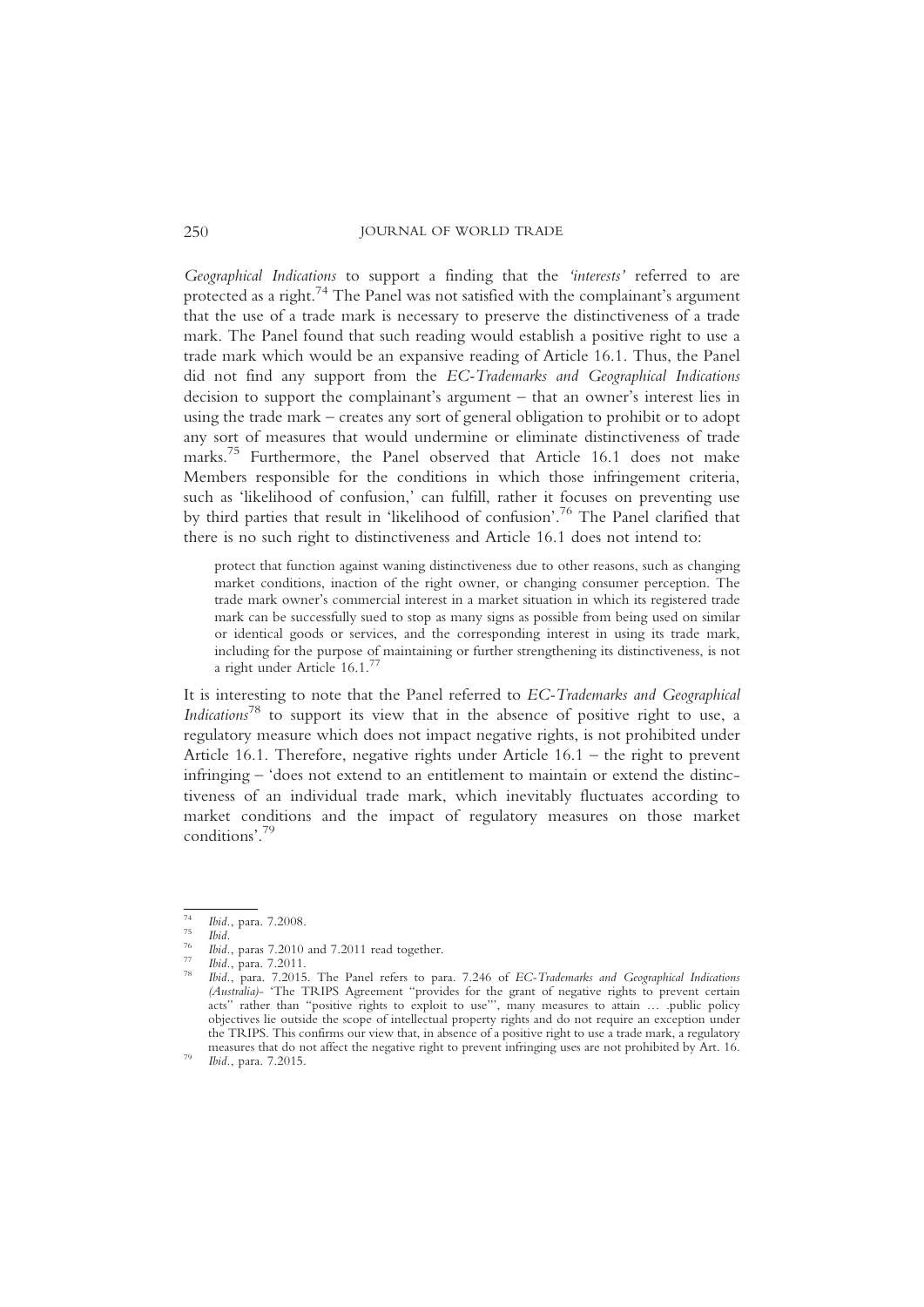*Geographical Indications* to support a finding that the *'interests'* referred to are protected as a right.[74] The Panel was not satisfied with the complainant's argument that the use of a trade mark is necessary to preserve the distinctiveness of a trade mark. The Panel found that such reading would establish a positive right to use a trade mark which would be an expansive reading of Article 16.1. Thus, the Panel did not find any support from the *EC-Trademarks and Geographical Indications* decision to support the complainant's argument – that an owner's interest lies in using the trade mark – creates any sort of general obligation to prohibit or to adopt any sort of measures that would undermine or eliminate distinctiveness of trade marks.[75] Furthermore, the Panel observed that Article 16.1 does not make Members responsible for the conditions in which those infringement criteria, such as 'likelihood of confusion,' can fulfill, rather it focuses on preventing use by third parties that result in 'likelihood of confusion'.[76] The Panel clarified that there is no such right to distinctiveness and Article 16.1 does not intend to:

> protect that function against waning distinctiveness due to other reasons, such as changing market conditions, inaction of the right owner, or changing consumer perception. The trade mark owner's commercial interest in a market situation in which its registered trade mark can be successfully sued to stop as many signs as possible from being used on similar or identical goods or services, and the corresponding interest in using its trade mark, including for the purpose of maintaining or further strengthening its distinctiveness, is not a right under Article 16.1.[77]

It is interesting to note that the Panel referred to *EC-Trademarks and Geographical Indications*[78] to support its view that in the absence of positive right to use, a regulatory measure which does not impact negative rights, is not prohibited under Article 16.1. Therefore, negative rights under Article 16.1 – the right to prevent infringing – 'does not extend to an entitlement to maintain or extend the distinctiveness of an individual trade mark, which inevitably fluctuates according to market conditions and the impact of regulatory measures on those market conditions'.[79]

---

[74] *Ibid.*, para. 7.2008.

[75] *Ibid.*

[76] *Ibid.*, paras 7.2010 and 7.2011 read together.

[77] *Ibid.*, para. 7.2011.

[78] *Ibid.*, para. 7.2015. The Panel refers to para. 7.246 of *EC-Trademarks and Geographical Indications (Australia)*- 'The TRIPS Agreement "provides for the grant of negative rights to prevent certain acts" rather than "positive rights to exploit to use"', many measures to attain … .public policy objectives lie outside the scope of intellectual property rights and do not require an exception under the TRIPS. This confirms our view that, in absence of a positive right to use a trade mark, a regulatory measures that do not affect the negative right to prevent infringing uses are not prohibited by Art. 16.

[79] *Ibid.*, para. 7.2015.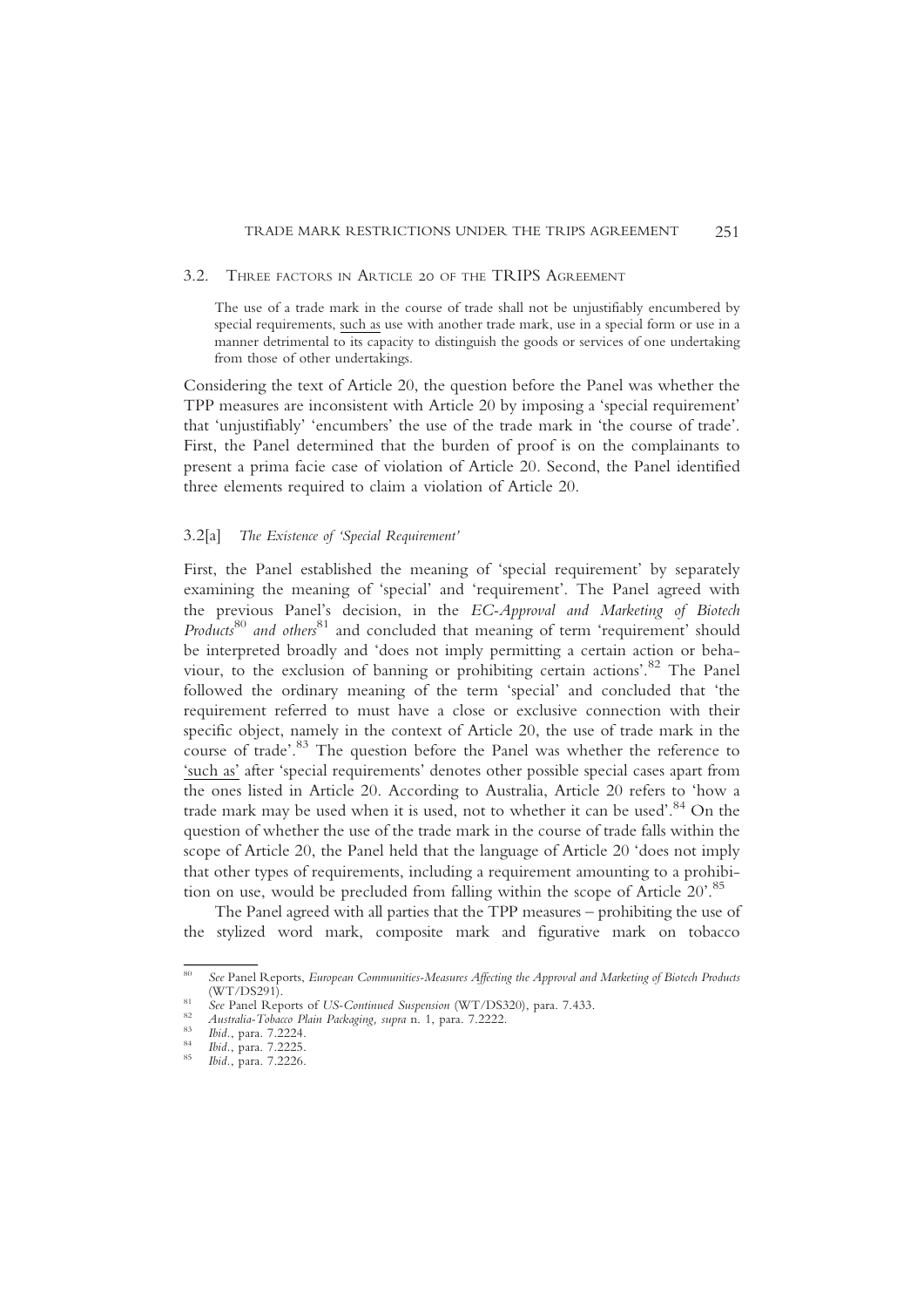### 3.2. Three factors in Article 20 of the TRIPS Agreement

> The use of a trade mark in the course of trade shall not be unjustifiably encumbered by special requirements, <u>such as</u> use with another trade mark, use in a special form or use in a manner detrimental to its capacity to distinguish the goods or services of one undertaking from those of other undertakings.

Considering the text of Article 20, the question before the Panel was whether the TPP measures are inconsistent with Article 20 by imposing a 'special requirement' that 'unjustifiably' 'encumbers' the use of the trade mark in 'the course of trade'. First, the Panel determined that the burden of proof is on the complainants to present a prima facie case of violation of Article 20. Second, the Panel identified three elements required to claim a violation of Article 20.

#### 3.2[a] *The Existence of 'Special Requirement'*

First, the Panel established the meaning of 'special requirement' by separately examining the meaning of 'special' and 'requirement'. The Panel agreed with the previous Panel's decision, in the *EC-Approval and Marketing of Biotech Products*[80] *and others*[81] and concluded that meaning of term 'requirement' should be interpreted broadly and 'does not imply permitting a certain action or behaviour, to the exclusion of banning or prohibiting certain actions'.[82] The Panel followed the ordinary meaning of the term 'special' and concluded that 'the requirement referred to must have a close or exclusive connection with their specific object, namely in the context of Article 20, the use of trade mark in the course of trade'.[83] The question before the Panel was whether the reference to <u>'such as'</u> after 'special requirements' denotes other possible special cases apart from the ones listed in Article 20. According to Australia, Article 20 refers to 'how a trade mark may be used when it is used, not to whether it can be used'.[84] On the question of whether the use of the trade mark in the course of trade falls within the scope of Article 20, the Panel held that the language of Article 20 'does not imply that other types of requirements, including a requirement amounting to a prohibition on use, would be precluded from falling within the scope of Article 20'.[85]

The Panel agreed with all parties that the TPP measures – prohibiting the use of the stylized word mark, composite mark and figurative mark on tobacco

---

[80] *See* Panel Reports, *European Communities-Measures Affecting the Approval and Marketing of Biotech Products* (WT/DS291).

[81] *See* Panel Reports of *US-Continued Suspension* (WT/DS320), para. 7.433.

[82] *Australia-Tobacco Plain Packaging, supra* n. 1, para. 7.2222.

[83] *Ibid.*, para. 7.2224.

[84] *Ibid.*, para. 7.2225.

[85] *Ibid.*, para. 7.2226.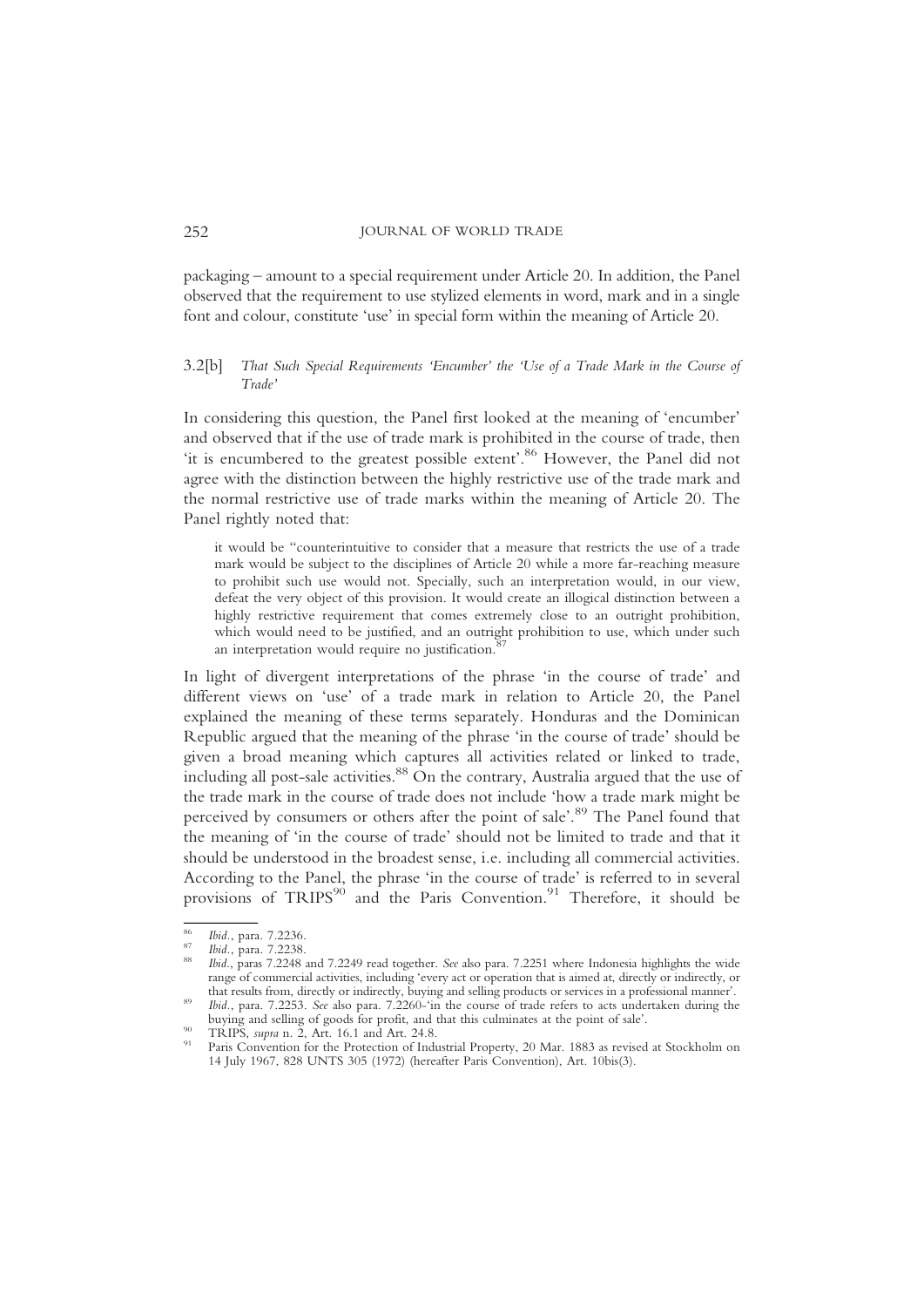packaging – amount to a special requirement under Article 20. In addition, the Panel observed that the requirement to use stylized elements in word, mark and in a single font and colour, constitute 'use' in special form within the meaning of Article 20.

### 3.2[b] *That Such Special Requirements 'Encumber' the 'Use of a Trade Mark in the Course of Trade'*

In considering this question, the Panel first looked at the meaning of 'encumber' and observed that if the use of trade mark is prohibited in the course of trade, then 'it is encumbered to the greatest possible extent'.[86] However, the Panel did not agree with the distinction between the highly restrictive use of the trade mark and the normal restrictive use of trade marks within the meaning of Article 20. The Panel rightly noted that:

> it would be "counterintuitive to consider that a measure that restricts the use of a trade mark would be subject to the disciplines of Article 20 while a more far-reaching measure to prohibit such use would not. Specially, such an interpretation would, in our view, defeat the very object of this provision. It would create an illogical distinction between a highly restrictive requirement that comes extremely close to an outright prohibition, which would need to be justified, and an outright prohibition to use, which under such an interpretation would require no justification.[87]

In light of divergent interpretations of the phrase 'in the course of trade' and different views on 'use' of a trade mark in relation to Article 20, the Panel explained the meaning of these terms separately. Honduras and the Dominican Republic argued that the meaning of the phrase 'in the course of trade' should be given a broad meaning which captures all activities related or linked to trade, including all post-sale activities.[88] On the contrary, Australia argued that the use of the trade mark in the course of trade does not include 'how a trade mark might be perceived by consumers or others after the point of sale'.[89] The Panel found that the meaning of 'in the course of trade' should not be limited to trade and that it should be understood in the broadest sense, i.e. including all commercial activities. According to the Panel, the phrase 'in the course of trade' is referred to in several provisions of TRIPS[90] and the Paris Convention.[91] Therefore, it should be

---

[86] *Ibid.*, para. 7.2236.

[87] *Ibid.*, para. 7.2238.

[88] *Ibid.*, paras 7.2248 and 7.2249 read together. *See* also para. 7.2251 where Indonesia highlights the wide range of commercial activities, including 'every act or operation that is aimed at, directly or indirectly, or that results from, directly or indirectly, buying and selling products or services in a professional manner'.

[89] *Ibid.*, para. 7.2253. *See* also para. 7.2260-'in the course of trade refers to acts undertaken during the buying and selling of goods for profit, and that this culminates at the point of sale'.

[90] TRIPS, *supra* n. 2, Art. 16.1 and Art. 24.8.

[91] Paris Convention for the Protection of Industrial Property, 20 Mar. 1883 as revised at Stockholm on 14 July 1967, 828 UNTS 305 (1972) (hereafter Paris Convention), Art. 10bis(3).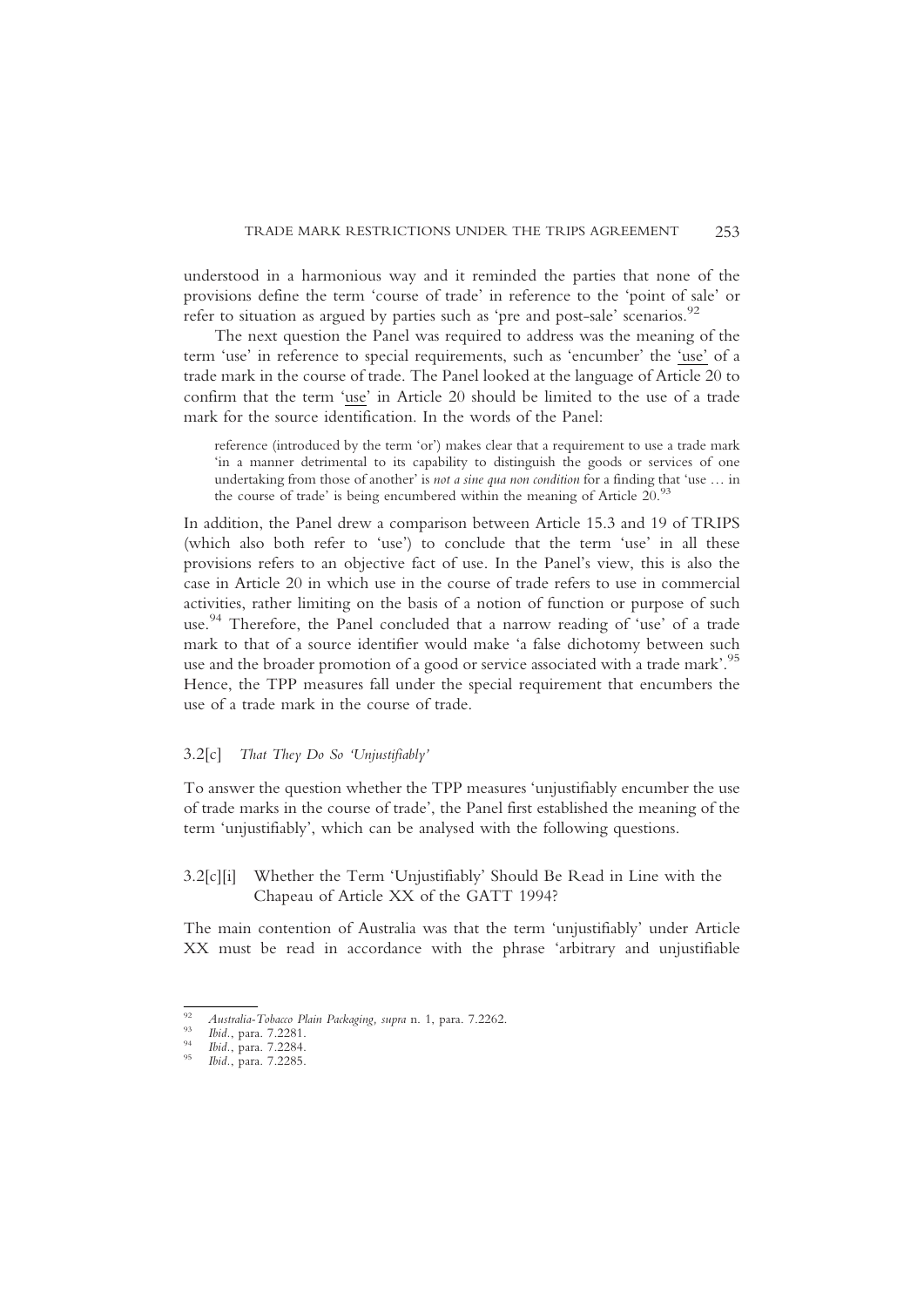understood in a harmonious way and it reminded the parties that none of the provisions define the term 'course of trade' in reference to the 'point of sale' or refer to situation as argued by parties such as 'pre and post-sale' scenarios.[92]

The next question the Panel was required to address was the meaning of the term 'use' in reference to special requirements, such as 'encumber' the 'use' of a trade mark in the course of trade. The Panel looked at the language of Article 20 to confirm that the term 'use' in Article 20 should be limited to the use of a trade mark for the source identification. In the words of the Panel:

> reference (introduced by the term 'or') makes clear that a requirement to use a trade mark 'in a manner detrimental to its capability to distinguish the goods or services of one undertaking from those of another' is *not a sine qua non condition* for a finding that 'use … in the course of trade' is being encumbered within the meaning of Article 20.[93]

In addition, the Panel drew a comparison between Article 15.3 and 19 of TRIPS (which also both refer to 'use') to conclude that the term 'use' in all these provisions refers to an objective fact of use. In the Panel's view, this is also the case in Article 20 in which use in the course of trade refers to use in commercial activities, rather limiting on the basis of a notion of function or purpose of such use.[94] Therefore, the Panel concluded that a narrow reading of 'use' of a trade mark to that of a source identifier would make 'a false dichotomy between such use and the broader promotion of a good or service associated with a trade mark'.[95] Hence, the TPP measures fall under the special requirement that encumbers the use of a trade mark in the course of trade.

### 3.2[c] *That They Do So 'Unjustifiably'*

To answer the question whether the TPP measures 'unjustifiably encumber the use of trade marks in the course of trade', the Panel first established the meaning of the term 'unjustifiably', which can be analysed with the following questions.

#### 3.2[c][i] Whether the Term 'Unjustifiably' Should Be Read in Line with the Chapeau of Article XX of the GATT 1994?

The main contention of Australia was that the term 'unjustifiably' under Article XX must be read in accordance with the phrase 'arbitrary and unjustifiable

---

[92] *Australia-Tobacco Plain Packaging, supra* n. 1, para. 7.2262.

[93] *Ibid.*, para. 7.2281.

[94] *Ibid.*, para. 7.2284.

[95] *Ibid.*, para. 7.2285.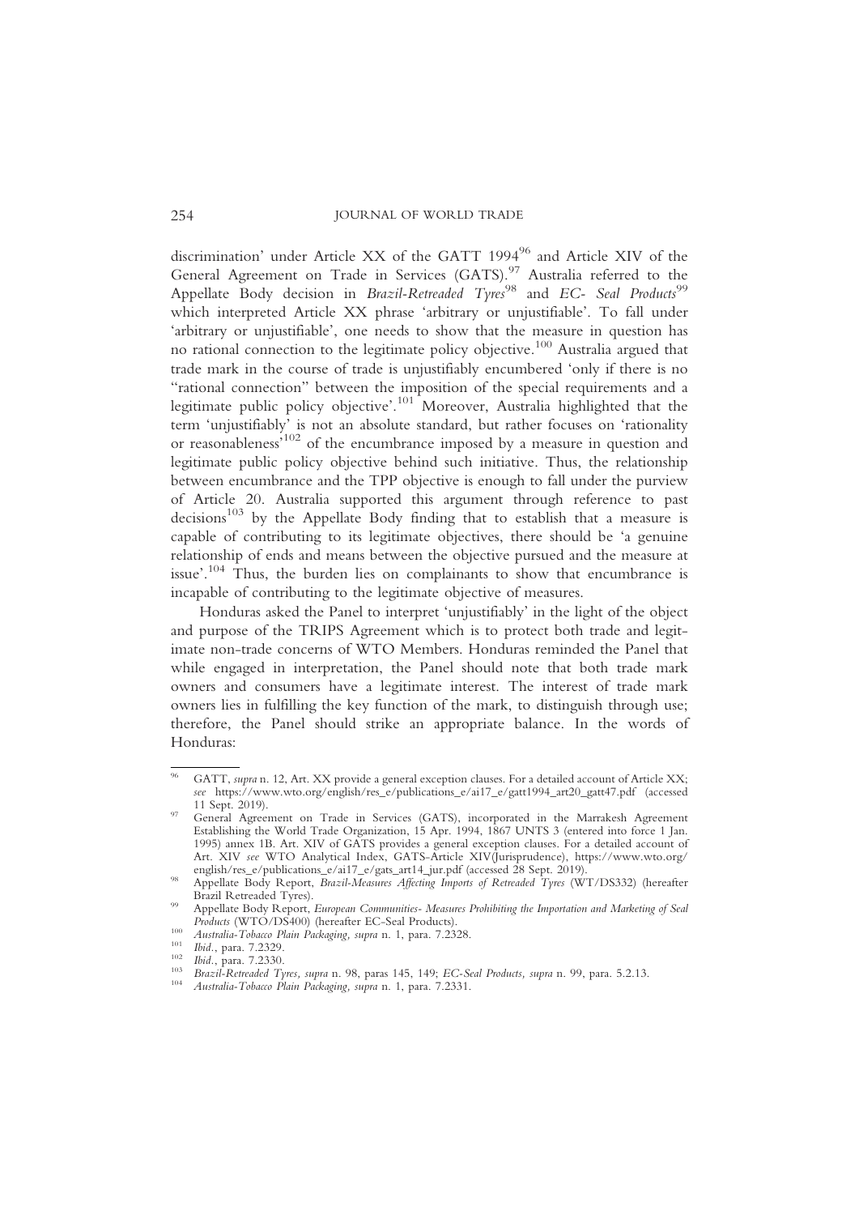discrimination' under Article XX of the GATT 1994[96] and Article XIV of the General Agreement on Trade in Services (GATS).[97] Australia referred to the Appellate Body decision in *Brazil-Retreaded Tyres*[98] and *EC- Seal Products*[99] which interpreted Article XX phrase 'arbitrary or unjustifiable'. To fall under 'arbitrary or unjustifiable', one needs to show that the measure in question has no rational connection to the legitimate policy objective.[100] Australia argued that trade mark in the course of trade is unjustifiably encumbered 'only if there is no "rational connection" between the imposition of the special requirements and a legitimate public policy objective'.[101] Moreover, Australia highlighted that the term 'unjustifiably' is not an absolute standard, but rather focuses on 'rationality or reasonableness'[102] of the encumbrance imposed by a measure in question and legitimate public policy objective behind such initiative. Thus, the relationship between encumbrance and the TPP objective is enough to fall under the purview of Article 20. Australia supported this argument through reference to past decisions[103] by the Appellate Body finding that to establish that a measure is capable of contributing to its legitimate objectives, there should be 'a genuine relationship of ends and means between the objective pursued and the measure at issue'.[104] Thus, the burden lies on complainants to show that encumbrance is incapable of contributing to the legitimate objective of measures.

Honduras asked the Panel to interpret 'unjustifiably' in the light of the object and purpose of the TRIPS Agreement which is to protect both trade and legitimate non-trade concerns of WTO Members. Honduras reminded the Panel that while engaged in interpretation, the Panel should note that both trade mark owners and consumers have a legitimate interest. The interest of trade mark owners lies in fulfilling the key function of the mark, to distinguish through use; therefore, the Panel should strike an appropriate balance. In the words of Honduras:

---

[96] GATT, *supra* n. 12, Art. XX provide a general exception clauses. For a detailed account of Article XX; *see* https://www.wto.org/english/res_e/publications_e/ai17_e/gatt1994_art20_gatt47.pdf (accessed 11 Sept. 2019).

[97] General Agreement on Trade in Services (GATS), incorporated in the Marrakesh Agreement Establishing the World Trade Organization, 15 Apr. 1994, 1867 UNTS 3 (entered into force 1 Jan. 1995) annex 1B. Art. XIV of GATS provides a general exception clauses. For a detailed account of Art. XIV *see* WTO Analytical Index, GATS-Article XIV(Jurisprudence), https://www.wto.org/english/res_e/publications_e/ai17_e/gats_art14_jur.pdf (accessed 28 Sept. 2019).

[98] Appellate Body Report, *Brazil-Measures Affecting Imports of Retreaded Tyres* (WT/DS332) (hereafter Brazil Retreaded Tyres).

[99] Appellate Body Report, *European Communities- Measures Prohibiting the Importation and Marketing of Seal Products* (WTO/DS400) (hereafter EC-Seal Products).

[100] *Australia-Tobacco Plain Packaging, supra* n. 1, para. 7.2328.

[101] *Ibid*., para. 7.2329.

[102] *Ibid*., para. 7.2330.

[103] *Brazil-Retreaded Tyres, supra* n. 98, paras 145, 149; *EC-Seal Products, supra* n. 99, para. 5.2.13.

[104] *Australia-Tobacco Plain Packaging, supra* n. 1, para. 7.2331.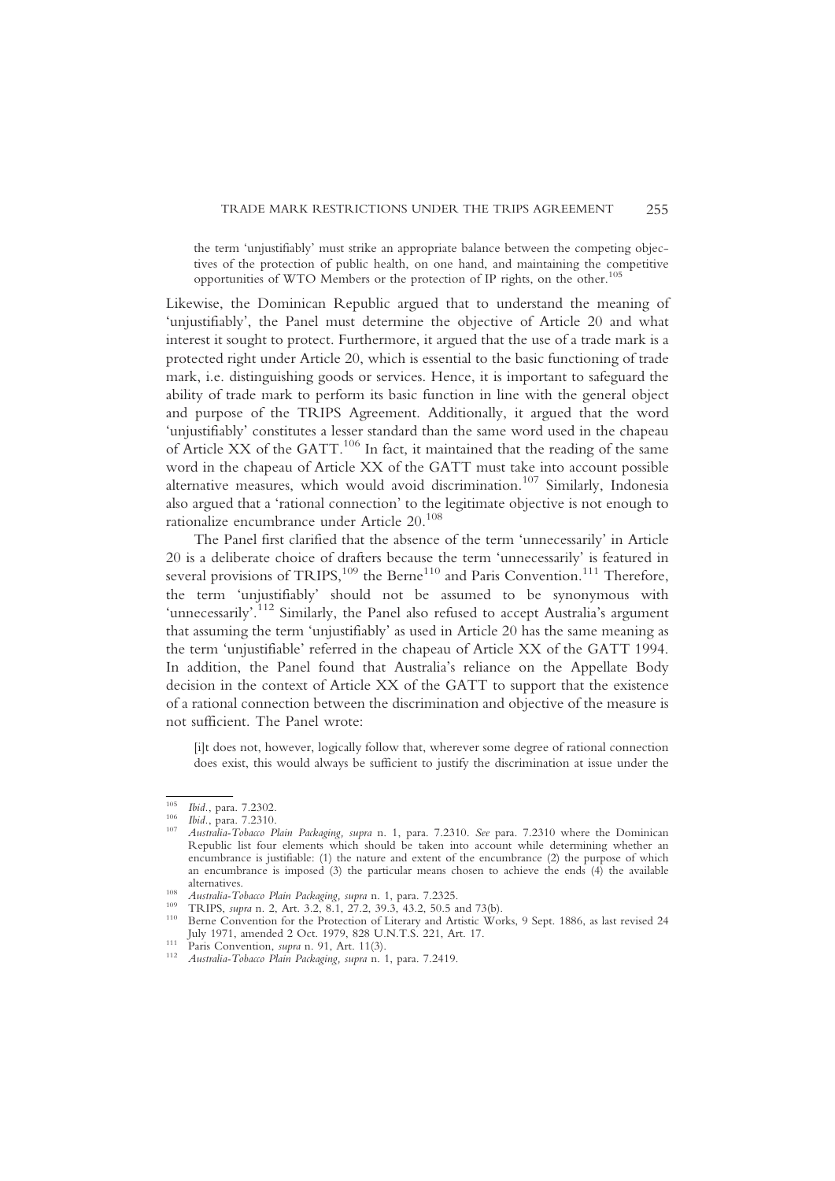> the term 'unjustifiably' must strike an appropriate balance between the competing objectives of the protection of public health, on one hand, and maintaining the competitive opportunities of WTO Members or the protection of IP rights, on the other.[105]

Likewise, the Dominican Republic argued that to understand the meaning of 'unjustifiably', the Panel must determine the objective of Article 20 and what interest it sought to protect. Furthermore, it argued that the use of a trade mark is a protected right under Article 20, which is essential to the basic functioning of trade mark, i.e. distinguishing goods or services. Hence, it is important to safeguard the ability of trade mark to perform its basic function in line with the general object and purpose of the TRIPS Agreement. Additionally, it argued that the word 'unjustifiably' constitutes a lesser standard than the same word used in the chapeau of Article XX of the GATT.[106] In fact, it maintained that the reading of the same word in the chapeau of Article XX of the GATT must take into account possible alternative measures, which would avoid discrimination.[107] Similarly, Indonesia also argued that a 'rational connection' to the legitimate objective is not enough to rationalize encumbrance under Article 20.[108]

The Panel first clarified that the absence of the term 'unnecessarily' in Article 20 is a deliberate choice of drafters because the term 'unnecessarily' is featured in several provisions of TRIPS,[109] the Berne[110] and Paris Convention.[111] Therefore, the term 'unjustifiably' should not be assumed to be synonymous with 'unnecessarily'.[112] Similarly, the Panel also refused to accept Australia's argument that assuming the term 'unjustifiably' as used in Article 20 has the same meaning as the term 'unjustifiable' referred in the chapeau of Article XX of the GATT 1994. In addition, the Panel found that Australia's reliance on the Appellate Body decision in the context of Article XX of the GATT to support that the existence of a rational connection between the discrimination and objective of the measure is not sufficient. The Panel wrote:

> [i]t does not, however, logically follow that, wherever some degree of rational connection does exist, this would always be sufficient to justify the discrimination at issue under the

---

[105] *Ibid.*, para. 7.2302.

[106] *Ibid.*, para. 7.2310.

[107] *Australia-Tobacco Plain Packaging, supra* n. 1, para. 7.2310. *See* para. 7.2310 where the Dominican Republic list four elements which should be taken into account while determining whether an encumbrance is justifiable: (1) the nature and extent of the encumbrance (2) the purpose of which an encumbrance is imposed (3) the particular means chosen to achieve the ends (4) the available alternatives.

[108] *Australia-Tobacco Plain Packaging, supra* n. 1, para. 7.2325.

[109] TRIPS, *supra* n. 2, Art. 3.2, 8.1, 27.2, 39.3, 43.2, 50.5 and 73(b).

[110] Berne Convention for the Protection of Literary and Artistic Works, 9 Sept. 1886, as last revised 24 July 1971, amended 2 Oct. 1979, 828 U.N.T.S. 221, Art. 17.

[111] Paris Convention, *supra* n. 91, Art. 11(3).

[112] *Australia-Tobacco Plain Packaging, supra* n. 1, para. 7.2419.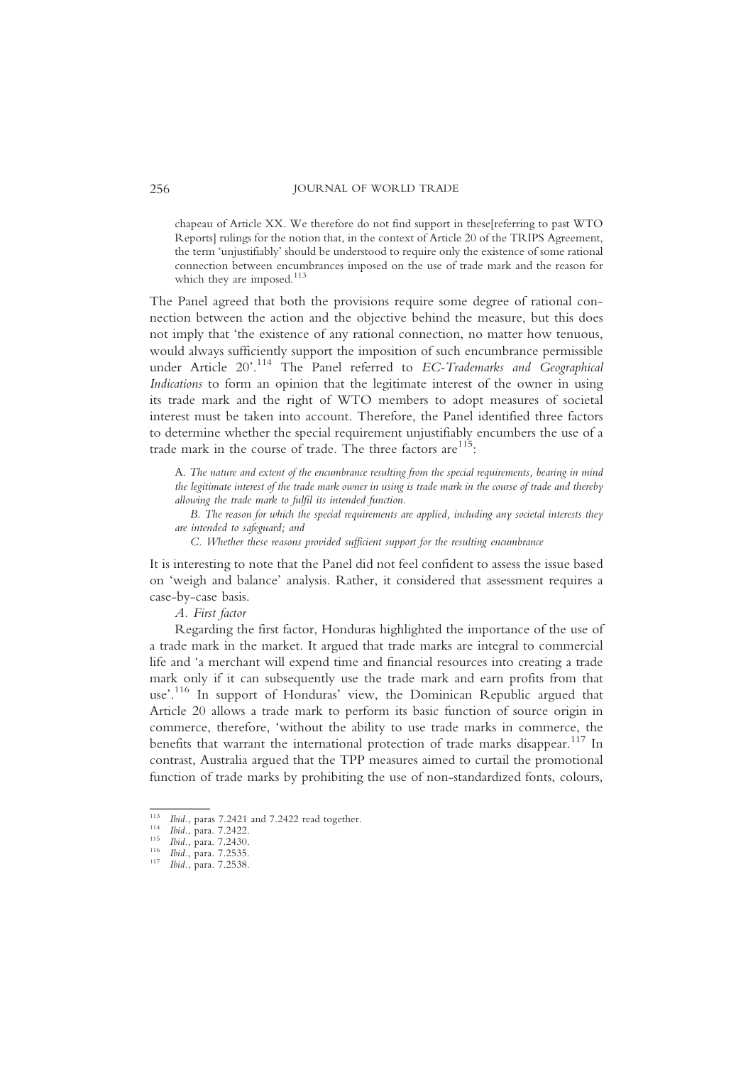chapeau of Article XX. We therefore do not find support in these[referring to past WTO Reports] rulings for the notion that, in the context of Article 20 of the TRIPS Agreement, the term 'unjustifiably' should be understood to require only the existence of some rational connection between encumbrances imposed on the use of trade mark and the reason for which they are imposed.[113]

The Panel agreed that both the provisions require some degree of rational connection between the action and the objective behind the measure, but this does not imply that 'the existence of any rational connection, no matter how tenuous, would always sufficiently support the imposition of such encumbrance permissible under Article 20'.[114] The Panel referred to *EC-Trademarks and Geographical Indications* to form an opinion that the legitimate interest of the owner in using its trade mark and the right of WTO members to adopt measures of societal interest must be taken into account. Therefore, the Panel identified three factors to determine whether the special requirement unjustifiably encumbers the use of a trade mark in the course of trade. The three factors are[115]:

> A. *The nature and extent of the encumbrance resulting from the special requirements, bearing in mind the legitimate interest of the trade mark owner in using is trade mark in the course of trade and thereby allowing the trade mark to fulfil its intended function.*
>
> B. *The reason for which the special requirements are applied, including any societal interests they are intended to safeguard; and*
>
> C. *Whether these reasons provided sufficient support for the resulting encumbrance*

It is interesting to note that the Panel did not feel confident to assess the issue based on 'weigh and balance' analysis. Rather, it considered that assessment requires a case-by-case basis.

*A. First factor*

Regarding the first factor, Honduras highlighted the importance of the use of a trade mark in the market. It argued that trade marks are integral to commercial life and 'a merchant will expend time and financial resources into creating a trade mark only if it can subsequently use the trade mark and earn profits from that use'.[116] In support of Honduras' view, the Dominican Republic argued that Article 20 allows a trade mark to perform its basic function of source origin in commerce, therefore, 'without the ability to use trade marks in commerce, the benefits that warrant the international protection of trade marks disappear.[117] In contrast, Australia argued that the TPP measures aimed to curtail the promotional function of trade marks by prohibiting the use of non-standardized fonts, colours,

[113] *Ibid.*, paras 7.2421 and 7.2422 read together.
[114] *Ibid.*, para. 7.2422.
[115] *Ibid.*, para. 7.2430.
[116] *Ibid.*, para. 7.2535.
[117] *Ibid.*, para. 7.2538.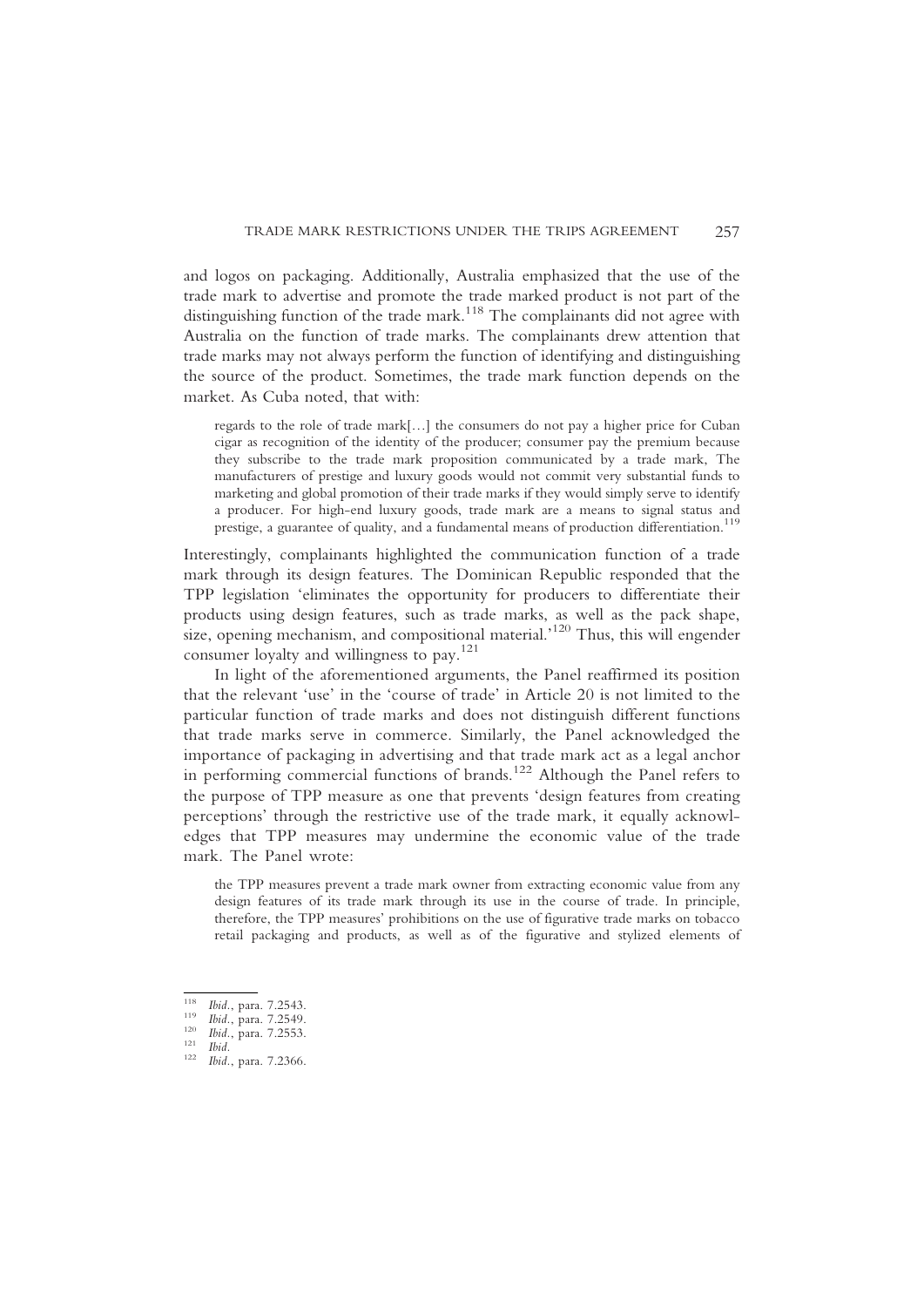and logos on packaging. Additionally, Australia emphasized that the use of the trade mark to advertise and promote the trade marked product is not part of the distinguishing function of the trade mark.[118] The complainants did not agree with Australia on the function of trade marks. The complainants drew attention that trade marks may not always perform the function of identifying and distinguishing the source of the product. Sometimes, the trade mark function depends on the market. As Cuba noted, that with:

> regards to the role of trade mark[…] the consumers do not pay a higher price for Cuban cigar as recognition of the identity of the producer; consumer pay the premium because they subscribe to the trade mark proposition communicated by a trade mark, The manufacturers of prestige and luxury goods would not commit very substantial funds to marketing and global promotion of their trade marks if they would simply serve to identify a producer. For high-end luxury goods, trade mark are a means to signal status and prestige, a guarantee of quality, and a fundamental means of production differentiation.[119]

Interestingly, complainants highlighted the communication function of a trade mark through its design features. The Dominican Republic responded that the TPP legislation 'eliminates the opportunity for producers to differentiate their products using design features, such as trade marks, as well as the pack shape, size, opening mechanism, and compositional material.'[120] Thus, this will engender consumer loyalty and willingness to pay.[121]

In light of the aforementioned arguments, the Panel reaffirmed its position that the relevant 'use' in the 'course of trade' in Article 20 is not limited to the particular function of trade marks and does not distinguish different functions that trade marks serve in commerce. Similarly, the Panel acknowledged the importance of packaging in advertising and that trade mark act as a legal anchor in performing commercial functions of brands.[122] Although the Panel refers to the purpose of TPP measure as one that prevents 'design features from creating perceptions' through the restrictive use of the trade mark, it equally acknowledges that TPP measures may undermine the economic value of the trade mark. The Panel wrote:

> the TPP measures prevent a trade mark owner from extracting economic value from any design features of its trade mark through its use in the course of trade. In principle, therefore, the TPP measures' prohibitions on the use of figurative trade marks on tobacco retail packaging and products, as well as of the figurative and stylized elements of

---

[118] *Ibid.*, para. 7.2543.

[119] *Ibid.*, para. 7.2549.

[120] *Ibid.*, para. 7.2553.

[121] *Ibid.*

[122] *Ibid.*, para. 7.2366.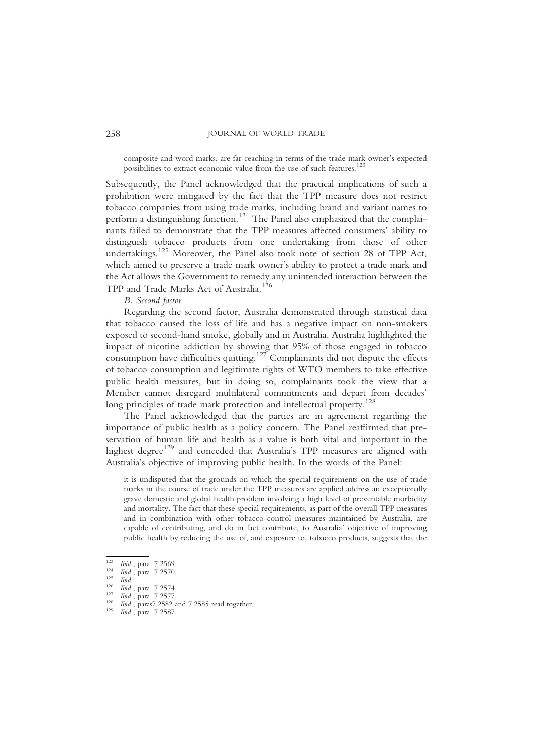composite and word marks, are far-reaching in terms of the trade mark owner's expected possibilities to extract economic value from the use of such features.[123]

Subsequently, the Panel acknowledged that the practical implications of such a prohibition were mitigated by the fact that the TPP measure does not restrict tobacco companies from using trade marks, including brand and variant names to perform a distinguishing function.[124] The Panel also emphasized that the complainants failed to demonstrate that the TPP measures affected consumers' ability to distinguish tobacco products from one undertaking from those of other undertakings.[125] Moreover, the Panel also took note of section 28 of TPP Act, which aimed to preserve a trade mark owner's ability to protect a trade mark and the Act allows the Government to remedy any unintended interaction between the TPP and Trade Marks Act of Australia.[126]

*B. Second factor*

Regarding the second factor, Australia demonstrated through statistical data that tobacco caused the loss of life and has a negative impact on non-smokers exposed to second-hand smoke, globally and in Australia. Australia highlighted the impact of nicotine addiction by showing that 95% of those engaged in tobacco consumption have difficulties quitting.[127] Complainants did not dispute the effects of tobacco consumption and legitimate rights of WTO members to take effective public health measures, but in doing so, complainants took the view that a Member cannot disregard multilateral commitments and depart from decades' long principles of trade mark protection and intellectual property.[128]

The Panel acknowledged that the parties are in agreement regarding the importance of public health as a policy concern. The Panel reaffirmed that preservation of human life and health as a value is both vital and important in the highest degree[129] and conceded that Australia's TPP measures are aligned with Australia's objective of improving public health. In the words of the Panel:

> it is undisputed that the grounds on which the special requirements on the use of trade marks in the course of trade under the TPP measures are applied address an exceptionally grave domestic and global health problem involving a high level of preventable morbidity and mortality. The fact that these special requirements, as part of the overall TPP measures and in combination with other tobacco-control measures maintained by Australia, are capable of contributing, and do in fact contribute, to Australia' objective of improving public health by reducing the use of, and exposure to, tobacco products, suggests that the

---

[123] *Ibid*., para. 7.2569.

[124] *Ibid*., para. 7.2570.

[125] *Ibid*.

[126] *Ibid*., para. 7.2574.

[127] *Ibid*., para. 7.2577.

[128] *Ibid*., paras7.2582 and 7.2585 read together.

[129] *Ibid*., para. 7.2587.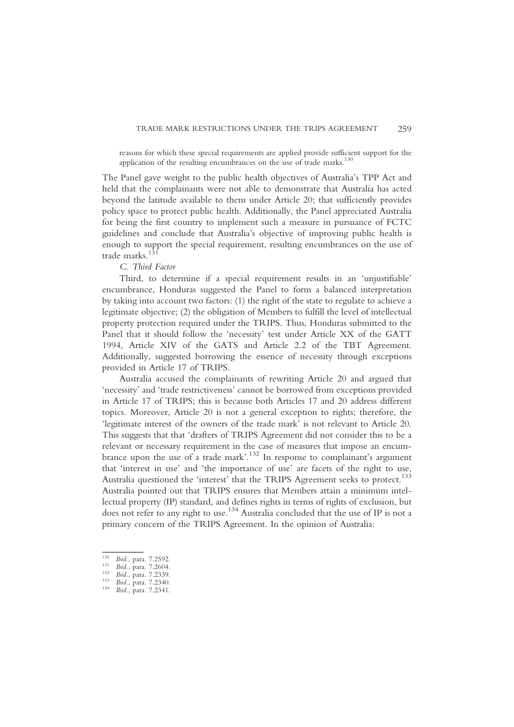reasons for which these special requirements are applied provide sufficient support for the application of the resulting encumbrances on the use of trade marks.[130]

The Panel gave weight to the public health objectives of Australia's TPP Act and held that the complainants were not able to demonstrate that Australia has acted beyond the latitude available to them under Article 20; that sufficiently provides policy space to protect public health. Additionally, the Panel appreciated Australia for being the first country to implement such a measure in pursuance of FCTC guidelines and conclude that Australia's objective of improving public health is enough to support the special requirement, resulting encumbrances on the use of trade marks.[131]

*C. Third Factor*

Third, to determine if a special requirement results in an 'unjustifiable' encumbrance, Honduras suggested the Panel to form a balanced interpretation by taking into account two factors: (1) the right of the state to regulate to achieve a legitimate objective; (2) the obligation of Members to fulfill the level of intellectual property protection required under the TRIPS. Thus, Honduras submitted to the Panel that it should follow the 'necessity' test under Article XX of the GATT 1994, Article XIV of the GATS and Article 2.2 of the TBT Agreement. Additionally, suggested borrowing the essence of necessity through exceptions provided in Article 17 of TRIPS.

Australia accused the complainants of rewriting Article 20 and argued that 'necessity' and 'trade restrictiveness' cannot be borrowed from exceptions provided in Article 17 of TRIPS; this is because both Articles 17 and 20 address different topics. Moreover, Article 20 is not a general exception to rights; therefore, the 'legitimate interest of the owners of the trade mark' is not relevant to Article 20. This suggests that that 'drafters of TRIPS Agreement did not consider this to be a relevant or necessary requirement in the case of measures that impose an encumbrance upon the use of a trade mark'.[132] In response to complainant's argument that 'interest in use' and 'the importance of use' are facets of the right to use, Australia questioned the 'interest' that the TRIPS Agreement seeks to protect.[133] Australia pointed out that TRIPS ensures that Members attain a minimum intellectual property (IP) standard, and defines rights in terms of rights of exclusion, but does not refer to any right to use.[134] Australia concluded that the use of IP is not a primary concern of the TRIPS Agreement. In the opinion of Australia:

---

[130] *Ibid.*, para. 7.2592.
[131] *Ibid.*, para. 7.2604.
[132] *Ibid.*, para. 7.2339.
[133] *Ibid.*, para. 7.2340.
[134] *Ibid.*, para. 7.2341.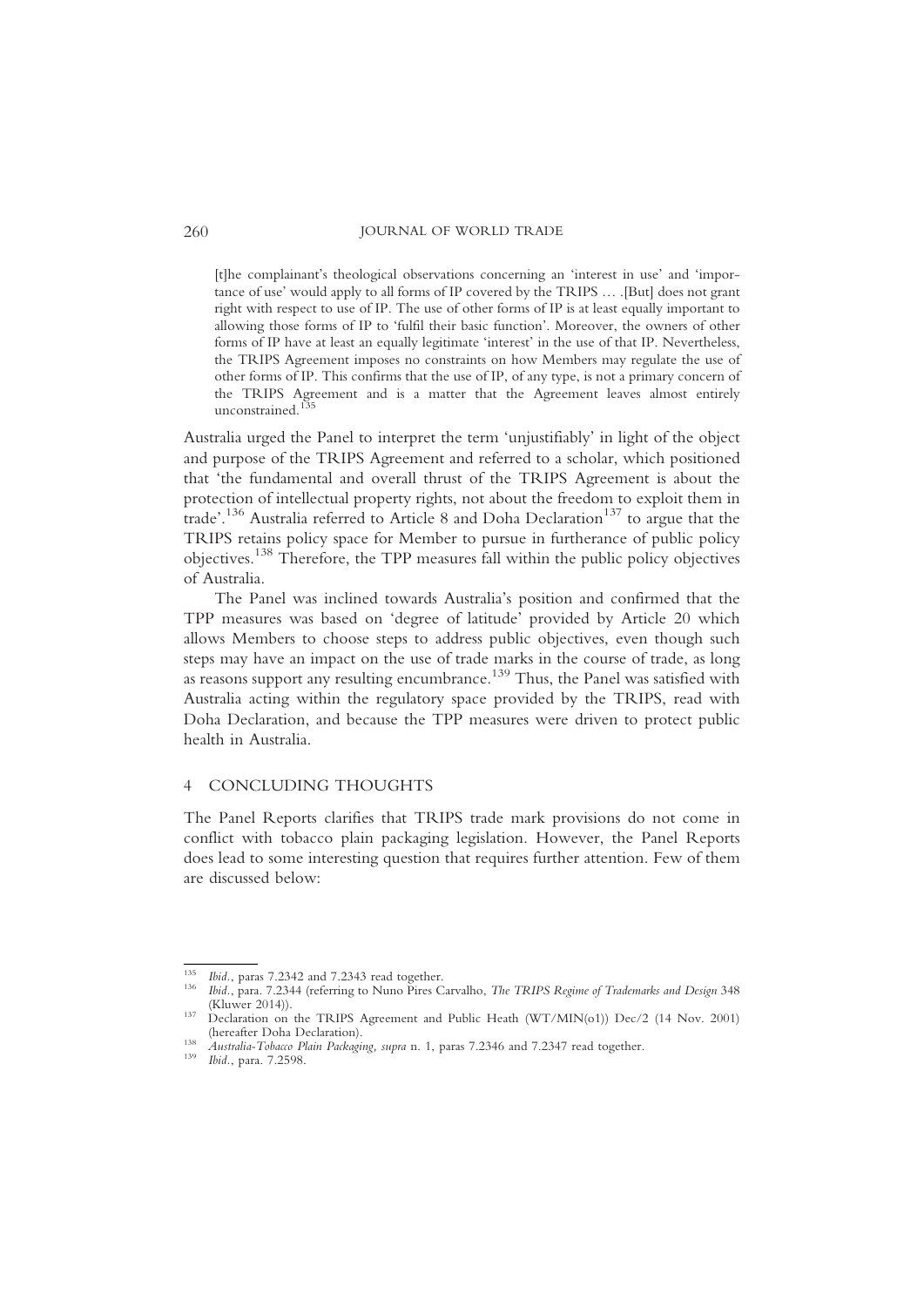> [t]he complainant's theological observations concerning an 'interest in use' and 'importance of use' would apply to all forms of IP covered by the TRIPS … .[But] does not grant right with respect to use of IP. The use of other forms of IP is at least equally important to allowing those forms of IP to 'fulfil their basic function'. Moreover, the owners of other forms of IP have at least an equally legitimate 'interest' in the use of that IP. Nevertheless, the TRIPS Agreement imposes no constraints on how Members may regulate the use of other forms of IP. This confirms that the use of IP, of any type, is not a primary concern of the TRIPS Agreement and is a matter that the Agreement leaves almost entirely unconstrained.[135]

Australia urged the Panel to interpret the term 'unjustifiably' in light of the object and purpose of the TRIPS Agreement and referred to a scholar, which positioned that 'the fundamental and overall thrust of the TRIPS Agreement is about the protection of intellectual property rights, not about the freedom to exploit them in trade'.[136] Australia referred to Article 8 and Doha Declaration[137] to argue that the TRIPS retains policy space for Member to pursue in furtherance of public policy objectives.[138] Therefore, the TPP measures fall within the public policy objectives of Australia.

The Panel was inclined towards Australia's position and confirmed that the TPP measures was based on 'degree of latitude' provided by Article 20 which allows Members to choose steps to address public objectives, even though such steps may have an impact on the use of trade marks in the course of trade, as long as reasons support any resulting encumbrance.[139] Thus, the Panel was satisfied with Australia acting within the regulatory space provided by the TRIPS, read with Doha Declaration, and because the TPP measures were driven to protect public health in Australia.

## 4 CONCLUDING THOUGHTS

The Panel Reports clarifies that TRIPS trade mark provisions do not come in conflict with tobacco plain packaging legislation. However, the Panel Reports does lead to some interesting question that requires further attention. Few of them are discussed below:

---

[135] *Ibid.*, paras 7.2342 and 7.2343 read together.

[136] *Ibid.*, para. 7.2344 (referring to Nuno Pires Carvalho, *The TRIPS Regime of Trademarks and Design* 348 (Kluwer 2014)).

[137] Declaration on the TRIPS Agreement and Public Heath (WT/MIN(o1)) Dec/2 (14 Nov. 2001) (hereafter Doha Declaration).

[138] *Australia-Tobacco Plain Packaging, supra* n. 1, paras 7.2346 and 7.2347 read together.

[139] *Ibid.*, para. 7.2598.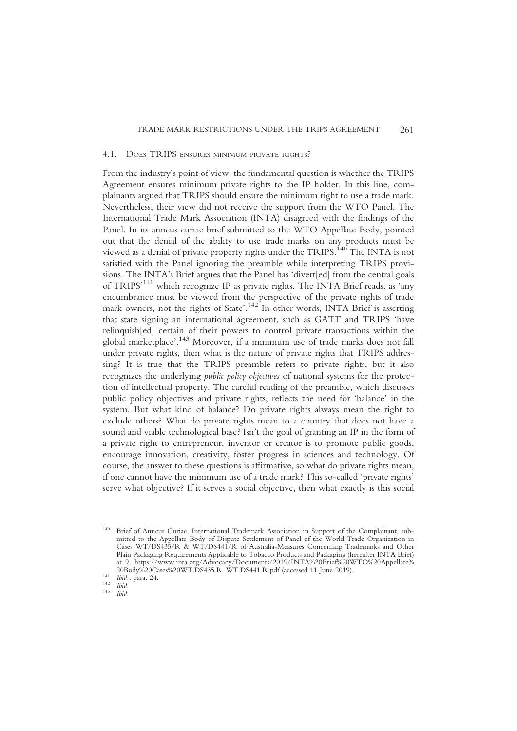### 4.1. Does TRIPS ensures minimum private rights?

From the industry's point of view, the fundamental question is whether the TRIPS Agreement ensures minimum private rights to the IP holder. In this line, complainants argued that TRIPS should ensure the minimum right to use a trade mark. Nevertheless, their view did not receive the support from the WTO Panel. The International Trade Mark Association (INTA) disagreed with the findings of the Panel. In its amicus curiae brief submitted to the WTO Appellate Body, pointed out that the denial of the ability to use trade marks on any products must be viewed as a denial of private property rights under the TRIPS.[140] The INTA is not satisfied with the Panel ignoring the preamble while interpreting TRIPS provisions. The INTA's Brief argues that the Panel has 'divert[ed] from the central goals of TRIPS'[141] which recognize IP as private rights. The INTA Brief reads, as 'any encumbrance must be viewed from the perspective of the private rights of trade mark owners, not the rights of State'.[142] In other words, INTA Brief is asserting that state signing an international agreement, such as GATT and TRIPS 'have relinquish[ed] certain of their powers to control private transactions within the global marketplace'.[143] Moreover, if a minimum use of trade marks does not fall under private rights, then what is the nature of private rights that TRIPS addressing? It is true that the TRIPS preamble refers to private rights, but it also recognizes the underlying *public policy objectives* of national systems for the protection of intellectual property. The careful reading of the preamble, which discusses public policy objectives and private rights, reflects the need for 'balance' in the system. But what kind of balance? Do private rights always mean the right to exclude others? What do private rights mean to a country that does not have a sound and viable technological base? Isn't the goal of granting an IP in the form of a private right to entrepreneur, inventor or creator is to promote public goods, encourage innovation, creativity, foster progress in sciences and technology. Of course, the answer to these questions is affirmative, so what do private rights mean, if one cannot have the minimum use of a trade mark? This so-called 'private rights' serve what objective? If it serves a social objective, then what exactly is this social

---

[140] Brief of Amicus Curiae, International Trademark Association in Support of the Complainant, submitted to the Appellate Body of Dispute Settlement of Panel of the World Trade Organization in Cases WT/DS435/R & WT/DS441/R of Australia-Measures Concerning Trademarks and Other Plain Packaging Requirements Applicable to Tobacco Products and Packaging (hereafter INTA Brief) at 9, https://www.inta.org/Advocacy/Documents/2019/INTA%20Brief%20WTO%20Appellate%20Body%20Cases%20WT.DS435.R_WT.DS441.R.pdf (accessed 11 June 2019).

[141] *Ibid*., para. 24.

[142] *Ibid*.

[143] *Ibid*.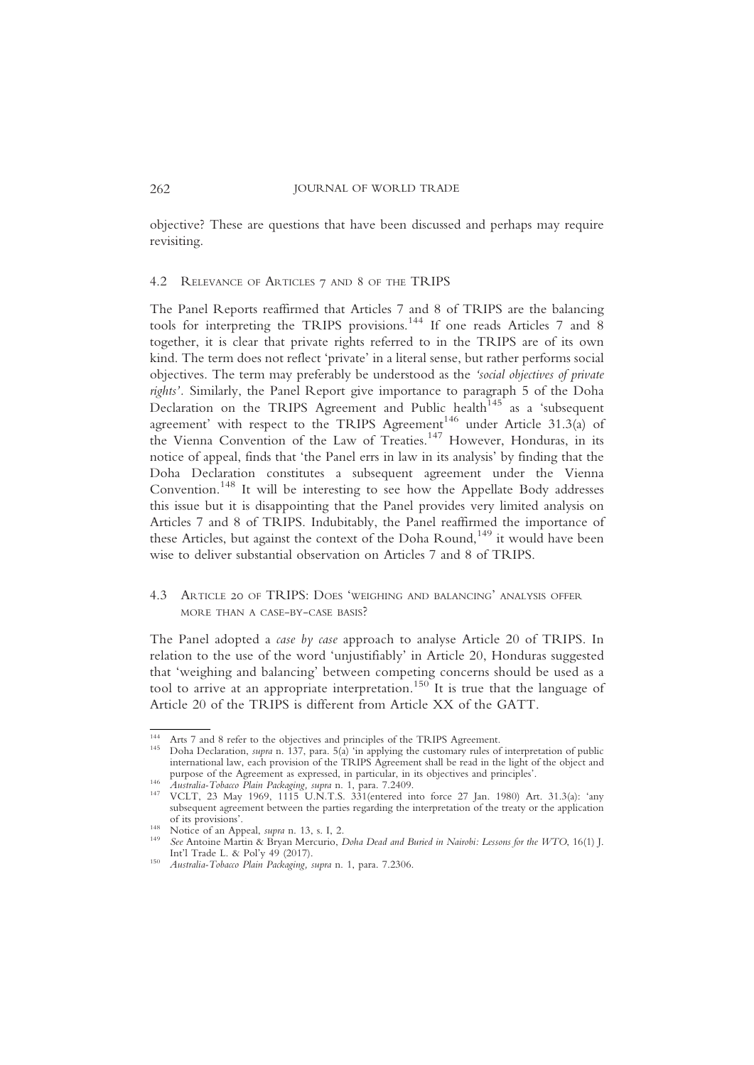objective? These are questions that have been discussed and perhaps may require revisiting.

### 4.2 Relevance of Articles 7 and 8 of the TRIPS

The Panel Reports reaffirmed that Articles 7 and 8 of TRIPS are the balancing tools for interpreting the TRIPS provisions.[144] If one reads Articles 7 and 8 together, it is clear that private rights referred to in the TRIPS are of its own kind. The term does not reflect 'private' in a literal sense, but rather performs social objectives. The term may preferably be understood as the *'social objectives of private rights'*. Similarly, the Panel Report give importance to paragraph 5 of the Doha Declaration on the TRIPS Agreement and Public health[145] as a 'subsequent agreement' with respect to the TRIPS Agreement[146] under Article 31.3(a) of the Vienna Convention of the Law of Treaties.[147] However, Honduras, in its notice of appeal, finds that 'the Panel errs in law in its analysis' by finding that the Doha Declaration constitutes a subsequent agreement under the Vienna Convention.[148] It will be interesting to see how the Appellate Body addresses this issue but it is disappointing that the Panel provides very limited analysis on Articles 7 and 8 of TRIPS. Indubitably, the Panel reaffirmed the importance of these Articles, but against the context of the Doha Round,[149] it would have been wise to deliver substantial observation on Articles 7 and 8 of TRIPS.

### 4.3 Article 20 of TRIPS: Does 'weighing and balancing' analysis offer more than a case-by-case basis?

The Panel adopted a *case by case* approach to analyse Article 20 of TRIPS. In relation to the use of the word 'unjustifiably' in Article 20, Honduras suggested that 'weighing and balancing' between competing concerns should be used as a tool to arrive at an appropriate interpretation.[150] It is true that the language of Article 20 of the TRIPS is different from Article XX of the GATT.

---

[144] Arts 7 and 8 refer to the objectives and principles of the TRIPS Agreement.

[145] Doha Declaration, *supra* n. 137, para. 5(a) 'in applying the customary rules of interpretation of public international law, each provision of the TRIPS Agreement shall be read in the light of the object and purpose of the Agreement as expressed, in particular, in its objectives and principles'.

[146] *Australia-Tobacco Plain Packaging, supra* n. 1, para. 7.2409.

[147] VCLT, 23 May 1969, 1115 U.N.T.S. 331(entered into force 27 Jan. 1980) Art. 31.3(a): 'any subsequent agreement between the parties regarding the interpretation of the treaty or the application of its provisions'.

[148] Notice of an Appeal, *supra* n. 13, s. I, 2.

[149] *See* Antoine Martin & Bryan Mercurio, *Doha Dead and Buried in Nairobi: Lessons for the WTO*, 16(1) J. Int'l Trade L. & Pol'y 49 (2017).

[150] *Australia-Tobacco Plain Packaging, supra* n. 1, para. 7.2306.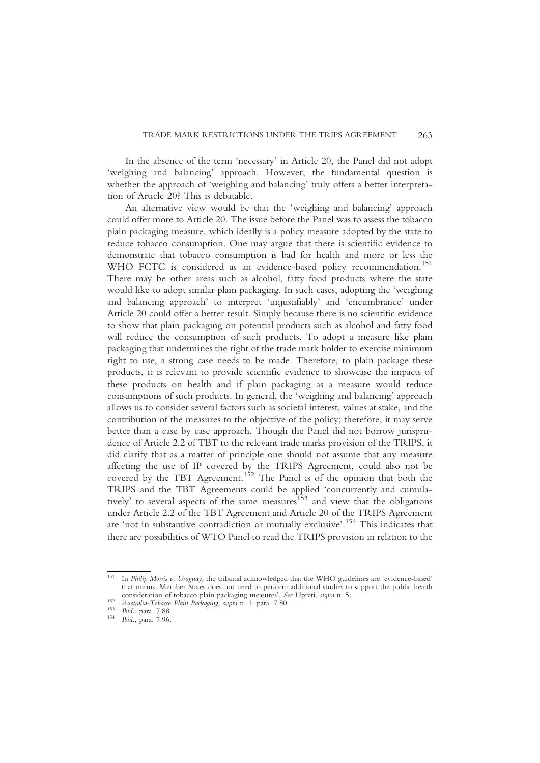In the absence of the term 'necessary' in Article 20, the Panel did not adopt 'weighing and balancing' approach. However, the fundamental question is whether the approach of 'weighing and balancing' truly offers a better interpretation of Article 20? This is debatable.

An alternative view would be that the 'weighing and balancing' approach could offer more to Article 20. The issue before the Panel was to assess the tobacco plain packaging measure, which ideally is a policy measure adopted by the state to reduce tobacco consumption. One may argue that there is scientific evidence to demonstrate that tobacco consumption is bad for health and more or less the WHO FCTC is considered as an evidence-based policy recommendation.[151] There may be other areas such as alcohol, fatty food products where the state would like to adopt similar plain packaging. In such cases, adopting the 'weighing and balancing approach' to interpret 'unjustifiably' and 'encumbrance' under Article 20 could offer a better result. Simply because there is no scientific evidence to show that plain packaging on potential products such as alcohol and fatty food will reduce the consumption of such products. To adopt a measure like plain packaging that undermines the right of the trade mark holder to exercise minimum right to use, a strong case needs to be made. Therefore, to plain package these products, it is relevant to provide scientific evidence to showcase the impacts of these products on health and if plain packaging as a measure would reduce consumptions of such products. In general, the 'weighing and balancing' approach allows us to consider several factors such as societal interest, values at stake, and the contribution of the measures to the objective of the policy; therefore, it may serve better than a case by case approach. Though the Panel did not borrow jurisprudence of Article 2.2 of TBT to the relevant trade marks provision of the TRIPS, it did clarify that as a matter of principle one should not assume that any measure affecting the use of IP covered by the TRIPS Agreement, could also not be covered by the TBT Agreement.[152] The Panel is of the opinion that both the TRIPS and the TBT Agreements could be applied 'concurrently and cumulatively' to several aspects of the same measures[153] and view that the obligations under Article 2.2 of the TBT Agreement and Article 20 of the TRIPS Agreement are 'not in substantive contradiction or mutually exclusive'.[154] This indicates that there are possibilities of WTO Panel to read the TRIPS provision in relation to the

---

[151] In *Philip Morris v. Uruguay*, the tribunal acknowledged that the WHO guidelines are 'evidence-based' that means, Member States does not need to perform additional studies to support the public health consideration of tobacco plain packaging measures'. *See* Upreti, *supra* n. 5.

[152] *Australia-Tobacco Plain Packaging, supra* n. 1, para. 7.80.

[153] *Ibid*., para. 7.88 .

[154] *Ibid*., para. 7.96.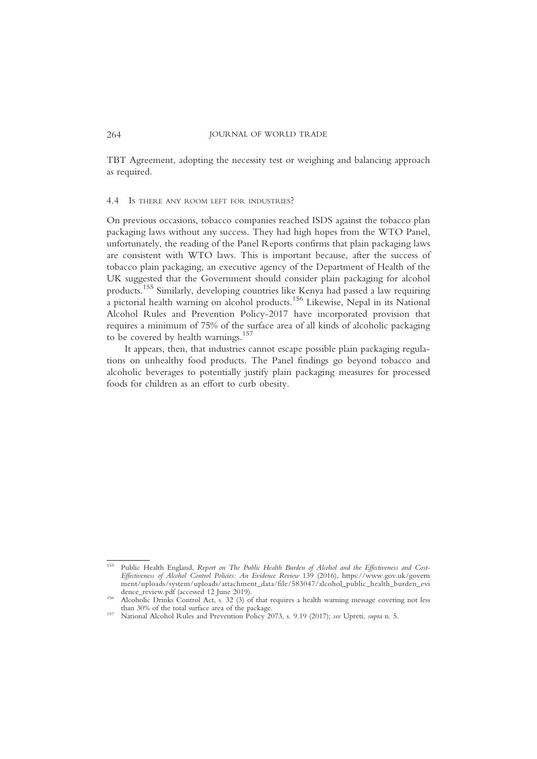TBT Agreement, adopting the necessity test or weighing and balancing approach as required.

### 4.4 Is there any room left for industries?

On previous occasions, tobacco companies reached ISDS against the tobacco plan packaging laws without any success. They had high hopes from the WTO Panel, unfortunately, the reading of the Panel Reports confirms that plain packaging laws are consistent with WTO laws. This is important because, after the success of tobacco plain packaging, an executive agency of the Department of Health of the UK suggested that the Government should consider plain packaging for alcohol products.[155] Similarly, developing countries like Kenya had passed a law requiring a pictorial health warning on alcohol products.[156] Likewise, Nepal in its National Alcohol Rules and Prevention Policy-2017 have incorporated provision that requires a minimum of 75% of the surface area of all kinds of alcoholic packaging to be covered by health warnings.[157]

It appears, then, that industries cannot escape possible plain packaging regulations on unhealthy food products. The Panel findings go beyond tobacco and alcoholic beverages to potentially justify plain packaging measures for processed foods for children as an effort to curb obesity.

---

[155] Public Health England, *Report on The Public Health Burden of Alcohol and the Effectiveness and Cost-Effectiveness of Alcohol Control Policies: An Evidence Review* 139 (2016), https://www.gov.uk/government/uploads/system/uploads/attachment_data/file/583047/alcohol_public_health_burden_evidence_review.pdf (accessed 12 June 2019).

[156] Alcoholic Drinks Control Act, s. 32 (3) of that requires a health warning message covering not less than 30% of the total surface area of the package.

[157] National Alcohol Rules and Prevention Policy 2073, s. 9.19 (2017); *see* Upreti, *supra* n. 5.